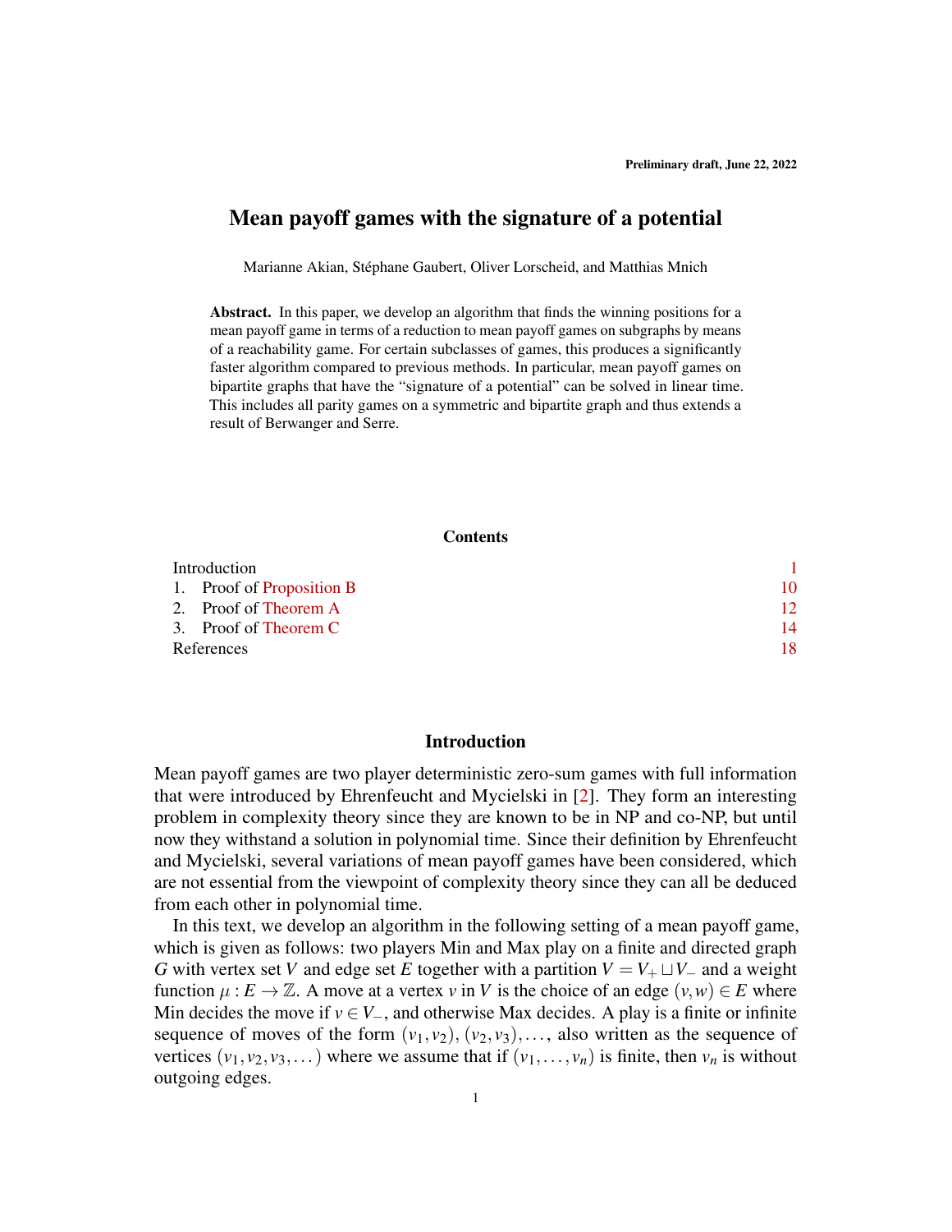Preliminary draft, June 22, 2022

# Mean payoff games with the signature of a potential

Marianne Akian, Stéphane Gaubert, Oliver Lorscheid, and Matthias Mnich

**Abstract.** In this paper, we develop an algorithm that finds the winning positions for a mean payoff game in terms of a reduction to mean payoff games on subgraphs by means of a reachability game. For certain subclasses of games, this produces a significantly faster algorithm compared to previous methods. In particular, mean payoff games on bipartite graphs that have the "signature of a potential" can be solved in linear time. This includes all parity games on a symmetric and bipartite graph and thus extends a result of Berwanger and Serre.

## Contents

| | |
|---|---|
| Introduction | 1 |
| 1. Proof of Proposition B | 10 |
| 2. Proof of Theorem A | 12 |
| 3. Proof of Theorem C | 14 |
| References | 18 |

## Introduction

Mean payoff games are two player deterministic zero-sum games with full information that were introduced by Ehrenfeucht and Mycielski in [2]. They form an interesting problem in complexity theory since they are known to be in NP and co-NP, but until now they withstand a solution in polynomial time. Since their definition by Ehrenfeucht and Mycielski, several variations of mean payoff games have been considered, which are not essential from the viewpoint of complexity theory since they can all be deduced from each other in polynomial time.

In this text, we develop an algorithm in the following setting of a mean payoff game, which is given as follows: two players Min and Max play on a finite and directed graph $G$ with vertex set $V$ and edge set $E$ together with a partition $V = V_+ \sqcup V_-$ and a weight function $\mu : E \to \mathbb{Z}$. A move at a vertex $v$ in $V$ is the choice of an edge $(v,w) \in E$ where Min decides the move if $v \in V_-$, and otherwise Max decides. A play is a finite or infinite sequence of moves of the form $(v_1,v_2), (v_2,v_3), \ldots$, also written as the sequence of vertices $(v_1,v_2,v_3,\ldots)$ where we assume that if $(v_1,\ldots,v_n)$ is finite, then $v_n$ is without outgoing edges.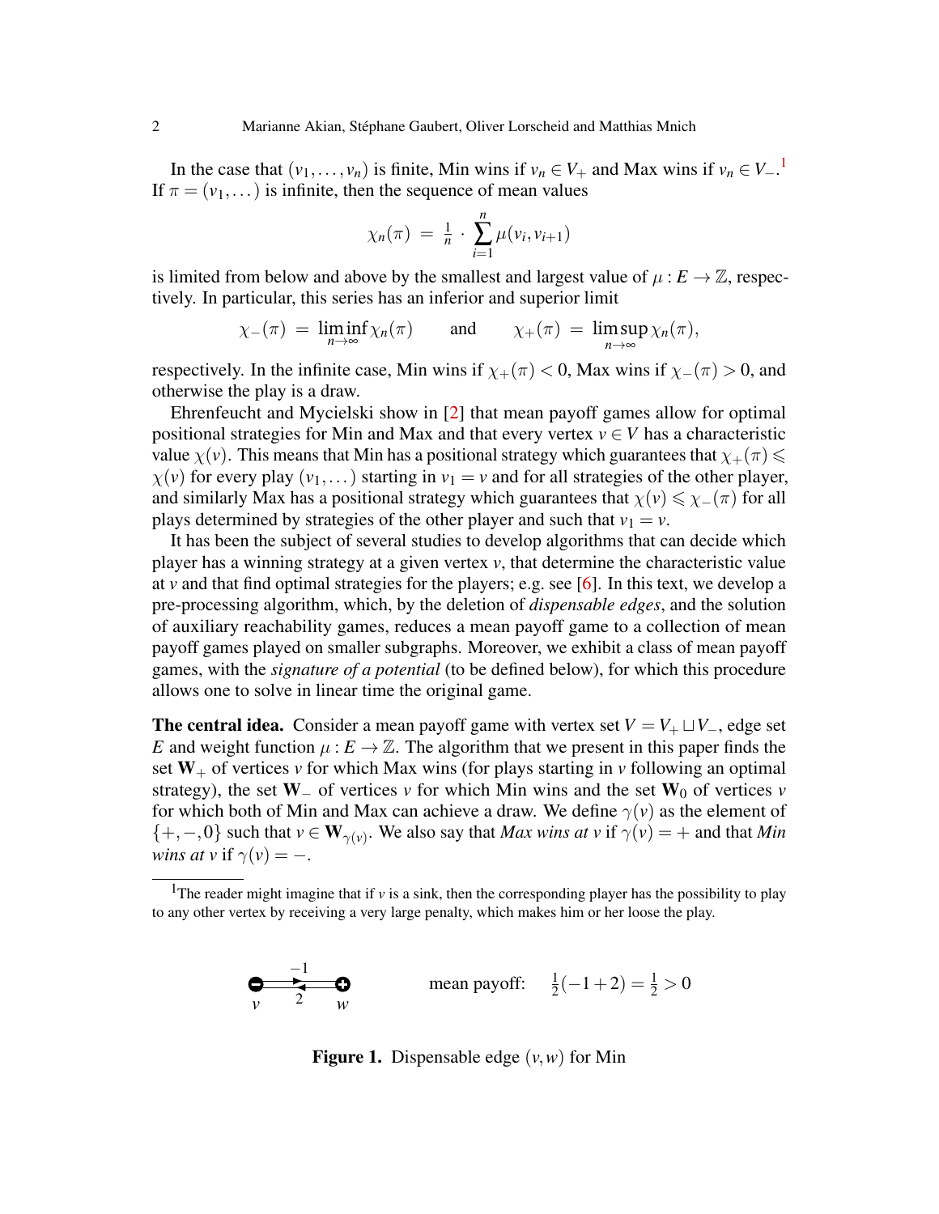In the case that $(v_1, \dots, v_n)$ is finite, Min wins if $v_n \in V_+$ and Max wins if $v_n \in V_-$.[1] If $\pi = (v_1, \dots)$ is infinite, then the sequence of mean values

$$\chi_n(\pi) \;=\; \tfrac{1}{n} \cdot \sum_{i=1}^{n} \mu(v_i, v_{i+1})$$

is limited from below and above by the smallest and largest value of $\mu : E \to \mathbb{Z}$, respectively. In particular, this series has an inferior and superior limit

$$\chi_-(\pi) \;=\; \liminf_{n\to\infty} \chi_n(\pi) \qquad \text{and} \qquad \chi_+(\pi) \;=\; \limsup_{n\to\infty} \chi_n(\pi),$$

respectively. In the infinite case, Min wins if $\chi_+(\pi) < 0$, Max wins if $\chi_-(\pi) > 0$, and otherwise the play is a draw.

Ehrenfeucht and Mycielski show in [2] that mean payoff games allow for optimal positional strategies for Min and Max and that every vertex $v \in V$ has a characteristic value $\chi(v)$. This means that Min has a positional strategy which guarantees that $\chi_+(\pi) \leqslant \chi(v)$ for every play $(v_1, \dots)$ starting in $v_1 = v$ and for all strategies of the other player, and similarly Max has a positional strategy which guarantees that $\chi(v) \leqslant \chi_-(\pi)$ for all plays determined by strategies of the other player and such that $v_1 = v$.

It has been the subject of several studies to develop algorithms that can decide which player has a winning strategy at a given vertex $v$, that determine the characteristic value at $v$ and that find optimal strategies for the players; e.g. see [6]. In this text, we develop a pre-processing algorithm, which, by the deletion of *dispensable edges*, and the solution of auxiliary reachability games, reduces a mean payoff game to a collection of mean payoff games played on smaller subgraphs. Moreover, we exhibit a class of mean payoff games, with the *signature of a potential* (to be defined below), for which this procedure allows one to solve in linear time the original game.

**The central idea.** Consider a mean payoff game with vertex set $V = V_+ \sqcup V_-$, edge set $E$ and weight function $\mu : E \to \mathbb{Z}$. The algorithm that we present in this paper finds the set $\mathbf{W}_+$ of vertices $v$ for which Max wins (for plays starting in $v$ following an optimal strategy), the set $\mathbf{W}_-$ of vertices $v$ for which Min wins and the set $\mathbf{W}_0$ of vertices $v$ for which both of Min and Max can achieve a draw. We define $\gamma(v)$ as the element of $\{+,-,0\}$ such that $v \in \mathbf{W}_{\gamma(v)}$. We also say that *Max wins at $v$* if $\gamma(v) = +$ and that *Min wins at $v$* if $\gamma(v) = -$.

[1] The reader might imagine that if $v$ is a sink, then the corresponding player has the possibility to play to any other vertex by receiving a very large penalty, which makes him or her loose the play.

mean payoff: $\frac{1}{2}(-1+2) = \frac{1}{2} > 0$

**Figure 1.** Dispensable edge $(v,w)$ for Min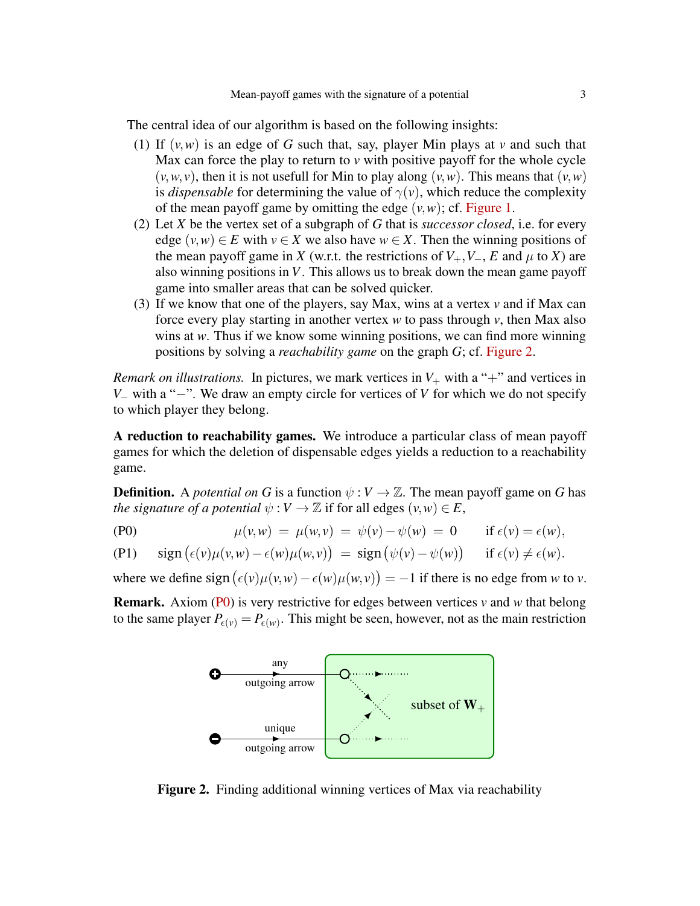The central idea of our algorithm is based on the following insights:

(1) If $(v,w)$ is an edge of $G$ such that, say, player Min plays at $v$ and such that Max can force the play to return to $v$ with positive payoff for the whole cycle $(v,w,v)$, then it is not usefull for Min to play along $(v,w)$. This means that $(v,w)$ is *dispensable* for determining the value of $\gamma(v)$, which reduce the complexity of the mean payoff game by omitting the edge $(v,w)$; cf. Figure 1.

(2) Let $X$ be the vertex set of a subgraph of $G$ that is *successor closed*, i.e. for every edge $(v,w) \in E$ with $v \in X$ we also have $w \in X$. Then the winning positions of the mean payoff game in $X$ (w.r.t. the restrictions of $V_+, V_-$, $E$ and $\mu$ to $X$) are also winning positions in $V$. This allows us to break down the mean game payoff game into smaller areas that can be solved quicker.

(3) If we know that one of the players, say Max, wins at a vertex $v$ and if Max can force every play starting in another vertex $w$ to pass through $v$, then Max also wins at $w$. Thus if we know some winning positions, we can find more winning positions by solving a *reachability game* on the graph $G$; cf. Figure 2.

*Remark on illustrations.* In pictures, we mark vertices in $V_+$ with a "$+$" and vertices in $V_-$ with a "$-$". We draw an empty circle for vertices of $V$ for which we do not specify to which player they belong.

**A reduction to reachability games.** We introduce a particular class of mean payoff games for which the deletion of dispensable edges yields a reduction to a reachability game.

**Definition.** A *potential on* $G$ is a function $\psi : V \to \mathbb{Z}$. The mean payoff game on $G$ has *the signature of a potential* $\psi : V \to \mathbb{Z}$ if for all edges $(v,w) \in E$,

$$\text{(P0)} \qquad \mu(v,w) \;=\; \mu(w,v) \;=\; \psi(v) - \psi(w) \;=\; 0 \qquad \text{if } \epsilon(v) = \epsilon(w),$$

$$\text{(P1)} \qquad \operatorname{sign}\big(\epsilon(v)\mu(v,w) - \epsilon(w)\mu(w,v)\big) \;=\; \operatorname{sign}\big(\psi(v) - \psi(w)\big) \qquad \text{if } \epsilon(v) \neq \epsilon(w).$$

where we define $\operatorname{sign}\big(\epsilon(v)\mu(v,w) - \epsilon(w)\mu(w,v)\big) = -1$ if there is no edge from $w$ to $v$.

**Remark.** Axiom (P0) is very restrictive for edges between vertices $v$ and $w$ that belong to the same player $P_{\epsilon(v)} = P_{\epsilon(w)}$. This might be seen, however, not as the main restriction

**Figure 2.** Finding additional winning vertices of Max via reachability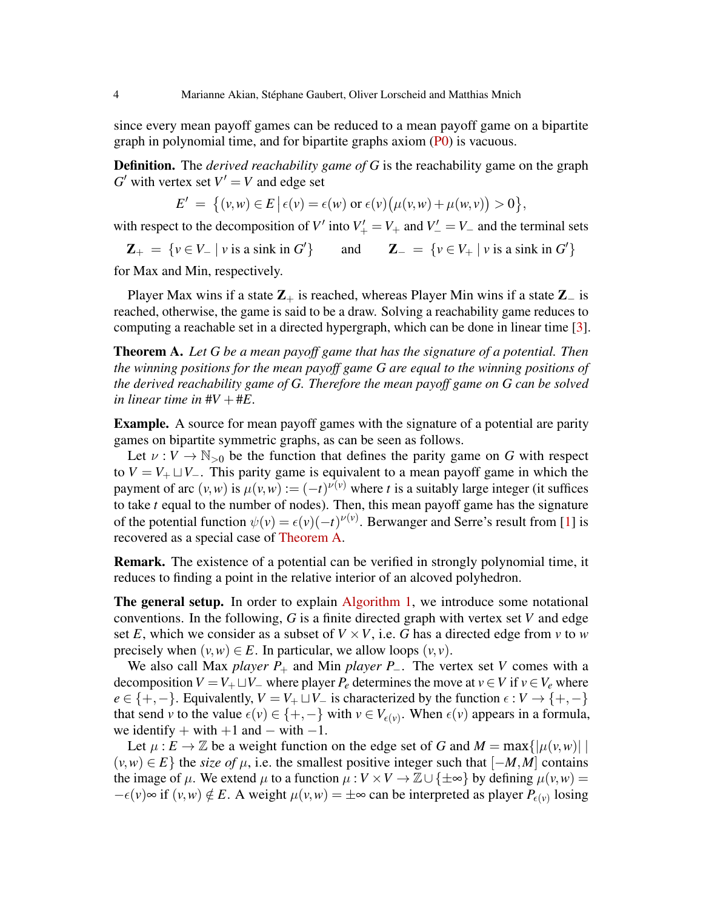since every mean payoff games can be reduced to a mean payoff game on a bipartite graph in polynomial time, and for bipartite graphs axiom (P0) is vacuous.

**Definition.** The *derived reachability game of G* is the reachability game on the graph $G'$ with vertex set $V' = V$ and edge set

$$E' \;=\; \big\{(v,w) \in E \,\big|\, \epsilon(v) = \epsilon(w) \text{ or } \epsilon(v)\big(\mu(v,w)+\mu(w,v)\big) > 0\big\},$$

with respect to the decomposition of $V'$ into $V'_+ = V_+$ and $V'_- = V_-$ and the terminal sets

$$\mathbf{Z}_+ \;=\; \{v \in V_- \mid v \text{ is a sink in } G'\} \qquad \text{and} \qquad \mathbf{Z}_- \;=\; \{v \in V_+ \mid v \text{ is a sink in } G'\}$$

for Max and Min, respectively.

Player Max wins if a state $\mathbf{Z}_+$ is reached, whereas Player Min wins if a state $\mathbf{Z}_-$ is reached, otherwise, the game is said to be a draw. Solving a reachability game reduces to computing a reachable set in a directed hypergraph, which can be done in linear time [3].

**Theorem A.** *Let G be a mean payoff game that has the signature of a potential. Then the winning positions for the mean payoff game G are equal to the winning positions of the derived reachability game of G. Therefore the mean payoff game on G can be solved in linear time in $\#V + \#E$.*

**Example.** A source for mean payoff games with the signature of a potential are parity games on bipartite symmetric graphs, as can be seen as follows.

Let $\nu : V \to \mathbb{N}_{>0}$ be the function that defines the parity game on $G$ with respect to $V = V_+ \sqcup V_-$. This parity game is equivalent to a mean payoff game in which the payment of arc $(v,w)$ is $\mu(v,w) := (-t)^{\nu(v)}$ where $t$ is a suitably large integer (it suffices to take $t$ equal to the number of nodes). Then, this mean payoff game has the signature of the potential function $\psi(v) = \epsilon(v)(-t)^{\nu(v)}$. Berwanger and Serre's result from [1] is recovered as a special case of Theorem A.

**Remark.** The existence of a potential can be verified in strongly polynomial time, it reduces to finding a point in the relative interior of an alcoved polyhedron.

**The general setup.** In order to explain Algorithm 1, we introduce some notational conventions. In the following, $G$ is a finite directed graph with vertex set $V$ and edge set $E$, which we consider as a subset of $V \times V$, i.e. $G$ has a directed edge from $v$ to $w$ precisely when $(v,w) \in E$. In particular, we allow loops $(v,v)$.

We also call Max *player $P_+$* and Min *player $P_-$*. The vertex set $V$ comes with a decomposition $V = V_+ \sqcup V_-$ where player $P_e$ determines the move at $v \in V$ if $v \in V_e$ where $e \in \{+,-\}$. Equivalently, $V = V_+ \sqcup V_-$ is characterized by the function $\epsilon : V \to \{+,-\}$ that send $v$ to the value $\epsilon(v) \in \{+,-\}$ with $v \in V_{\epsilon(v)}$. When $\epsilon(v)$ appears in a formula, we identify $+$ with $+1$ and $-$ with $-1$.

Let $\mu : E \to \mathbb{Z}$ be a weight function on the edge set of $G$ and $M = \max\{|\mu(v,w)| \mid (v,w) \in E\}$ the *size of* $\mu$, i.e. the smallest positive integer such that $[-M,M]$ contains the image of $\mu$. We extend $\mu$ to a function $\mu : V \times V \to \mathbb{Z} \cup \{\pm\infty\}$ by defining $\mu(v,w) = -\epsilon(v)\infty$ if $(v,w) \notin E$. A weight $\mu(v,w) = \pm\infty$ can be interpreted as player $P_{\epsilon(v)}$ losing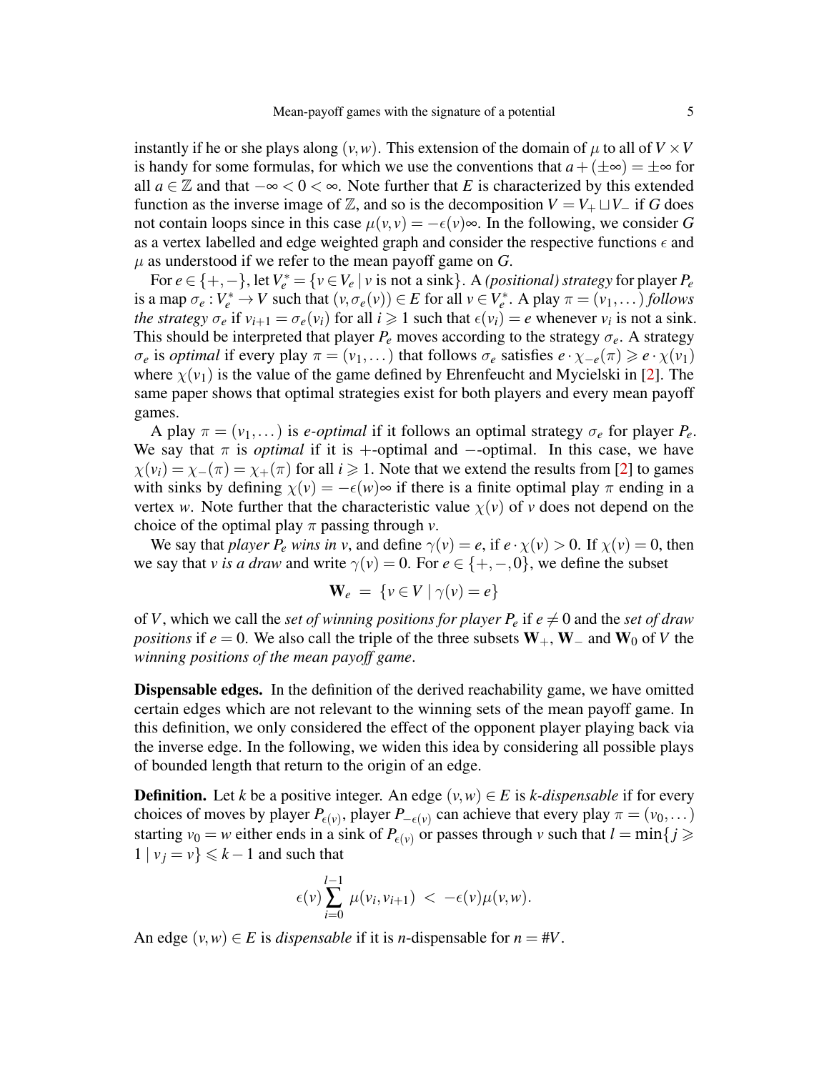instantly if he or she plays along $(v,w)$. This extension of the domain of $\mu$ to all of $V \times V$ is handy for some formulas, for which we use the conventions that $a + (\pm\infty) = \pm\infty$ for all $a \in \mathbb{Z}$ and that $-\infty < 0 < \infty$. Note further that $E$ is characterized by this extended function as the inverse image of $\mathbb{Z}$, and so is the decomposition $V = V_+ \sqcup V_-$ if $G$ does not contain loops since in this case $\mu(v,v) = -\epsilon(v)\infty$. In the following, we consider $G$ as a vertex labelled and edge weighted graph and consider the respective functions $\epsilon$ and $\mu$ as understood if we refer to the mean payoff game on $G$.

For $e \in \{+,-\}$, let $V_e^* = \{v \in V_e \mid v \text{ is not a sink}\}$. A *(positional) strategy* for player $P_e$ is a map $\sigma_e : V_e^* \to V$ such that $(v, \sigma_e(v)) \in E$ for all $v \in V_e^*$. A play $\pi = (v_1, \dots)$ *follows the strategy* $\sigma_e$ if $v_{i+1} = \sigma_e(v_i)$ for all $i \geqslant 1$ such that $\epsilon(v_i) = e$ whenever $v_i$ is not a sink. This should be interpreted that player $P_e$ moves according to the strategy $\sigma_e$. A strategy $\sigma_e$ is *optimal* if every play $\pi = (v_1, \dots)$ that follows $\sigma_e$ satisfies $e \cdot \chi_{-e}(\pi) \geqslant e \cdot \chi(v_1)$ where $\chi(v_1)$ is the value of the game defined by Ehrenfeucht and Mycielski in [2]. The same paper shows that optimal strategies exist for both players and every mean payoff games.

A play $\pi = (v_1, \dots)$ is *e-optimal* if it follows an optimal strategy $\sigma_e$ for player $P_e$. We say that $\pi$ is *optimal* if it is $+$-optimal and $-$-optimal. In this case, we have $\chi(v_i) = \chi_-(\pi) = \chi_+(\pi)$ for all $i \geqslant 1$. Note that we extend the results from [2] to games with sinks by defining $\chi(v) = -\epsilon(w)\infty$ if there is a finite optimal play $\pi$ ending in a vertex $w$. Note further that the characteristic value $\chi(v)$ of $v$ does not depend on the choice of the optimal play $\pi$ passing through $v$.

We say that *player $P_e$ wins in $v$*, and define $\gamma(v) = e$, if $e \cdot \chi(v) > 0$. If $\chi(v) = 0$, then we say that *$v$ is a draw* and write $\gamma(v) = 0$. For $e \in \{+,-,0\}$, we define the subset

$$\mathbf{W}_e \;=\; \{v \in V \mid \gamma(v) = e\}$$

of $V$, which we call the *set of winning positions for player $P_e$* if $e \neq 0$ and the *set of draw positions* if $e = 0$. We also call the triple of the three subsets $\mathbf{W}_+$, $\mathbf{W}_-$ and $\mathbf{W}_0$ of $V$ the *winning positions of the mean payoff game*.

**Dispensable edges.** In the definition of the derived reachability game, we have omitted certain edges which are not relevant to the winning sets of the mean payoff game. In this definition, we only considered the effect of the opponent player playing back via the inverse edge. In the following, we widen this idea by considering all possible plays of bounded length that return to the origin of an edge.

**Definition.** Let $k$ be a positive integer. An edge $(v,w) \in E$ is *$k$-dispensable* if for every choices of moves by player $P_{\epsilon(v)}$, player $P_{-\epsilon(v)}$ can achieve that every play $\pi = (v_0, \dots)$ starting $v_0 = w$ either ends in a sink of $P_{\epsilon(v)}$ or passes through $v$ such that $l = \min\{j \geqslant 1 \mid v_j = v\} \leqslant k-1$ and such that

$$\epsilon(v) \sum_{i=0}^{l-1} \mu(v_i, v_{i+1}) \;<\; -\epsilon(v)\mu(v,w).$$

An edge $(v,w) \in E$ is *dispensable* if it is $n$-dispensable for $n = \#V$.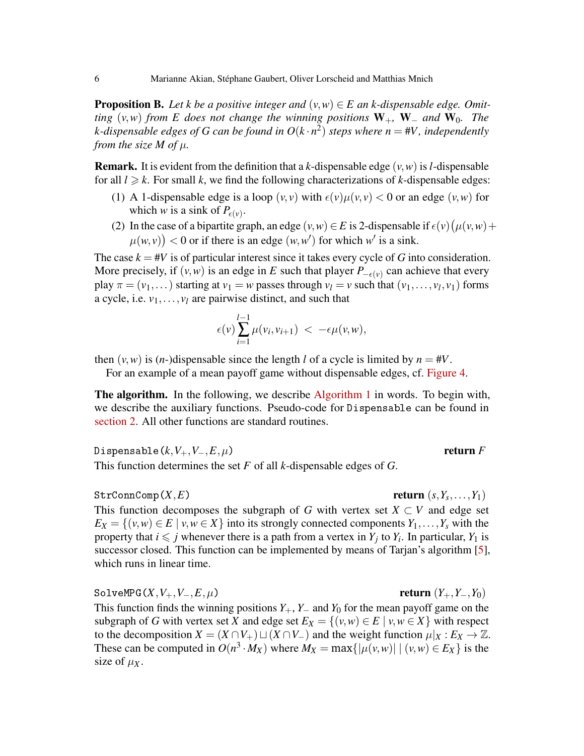**Proposition B.** *Let $k$ be a positive integer and $(v,w) \in E$ an $k$-dispensable edge. Omitting $(v,w)$ from $E$ does not change the winning positions $\mathbf{W}_+$, $\mathbf{W}_-$ and $\mathbf{W}_0$. The $k$-dispensable edges of $G$ can be found in $O(k \cdot n^2)$ steps where $n = \#V$, independently from the size $M$ of $\mu$.*

**Remark.** It is evident from the definition that a $k$-dispensable edge $(v,w)$ is $l$-dispensable for all $l \geqslant k$. For small $k$, we find the following characterizations of $k$-dispensable edges:

1. A 1-dispensable edge is a loop $(v,v)$ with $\epsilon(v)\mu(v,v) < 0$ or an edge $(v,w)$ for which $w$ is a sink of $P_{\epsilon(v)}$.
2. In the case of a bipartite graph, an edge $(v,w) \in E$ is 2-dispensable if $\epsilon(v)\big(\mu(v,w) + \mu(w,v)\big) < 0$ or if there is an edge $(w,w')$ for which $w'$ is a sink.

The case $k = \#V$ is of particular interest since it takes every cycle of $G$ into consideration. More precisely, if $(v,w)$ is an edge in $E$ such that player $P_{-\epsilon(v)}$ can achieve that every play $\pi = (v_1, \dots)$ starting at $v_1 = w$ passes through $v_l = v$ such that $(v_1, \dots, v_l, v_1)$ forms a cycle, i.e. $v_1, \dots, v_l$ are pairwise distinct, and such that

$$\epsilon(v) \sum_{i=1}^{l-1} \mu(v_i, v_{i+1}) \; < \; -\epsilon\mu(v,w),$$

then $(v,w)$ is ($n$-)dispensable since the length $l$ of a cycle is limited by $n = \#V$.

For an example of a mean payoff game without dispensable edges, cf. Figure 4.

**The algorithm.** In the following, we describe Algorithm 1 in words. To begin with, we describe the auxiliary functions. Pseudo-code for `Dispensable` can be found in section 2. All other functions are standard routines.

`Dispensable`$(k, V_+, V_-, E, \mu)$ **return** $F$

This function determines the set $F$ of all $k$-dispensable edges of $G$.

`StrConnComp`$(X, E)$ **return** $(s, Y_s, \dots, Y_1)$

This function decomposes the subgraph of $G$ with vertex set $X \subset V$ and edge set $E_X = \{(v,w) \in E \mid v,w \in X\}$ into its strongly connected components $Y_1, \dots, Y_s$ with the property that $i \leqslant j$ whenever there is a path from a vertex in $Y_j$ to $Y_i$. In particular, $Y_1$ is successor closed. This function can be implemented by means of Tarjan's algorithm [5], which runs in linear time.

`SolveMPG`$(X, V_+, V_-, E, \mu)$ **return** $(Y_+, Y_-, Y_0)$

This function finds the winning positions $Y_+$, $Y_-$ and $Y_0$ for the mean payoff game on the subgraph of $G$ with vertex set $X$ and edge set $E_X = \{(v,w) \in E \mid v,w \in X\}$ with respect to the decomposition $X = (X \cap V_+) \sqcup (X \cap V_-)$ and the weight function $\mu|_X : E_X \to \mathbb{Z}$. These can be computed in $O(n^3 \cdot M_X)$ where $M_X = \max\{|\mu(v,w)| \mid (v,w) \in E_X\}$ is the size of $\mu_X$.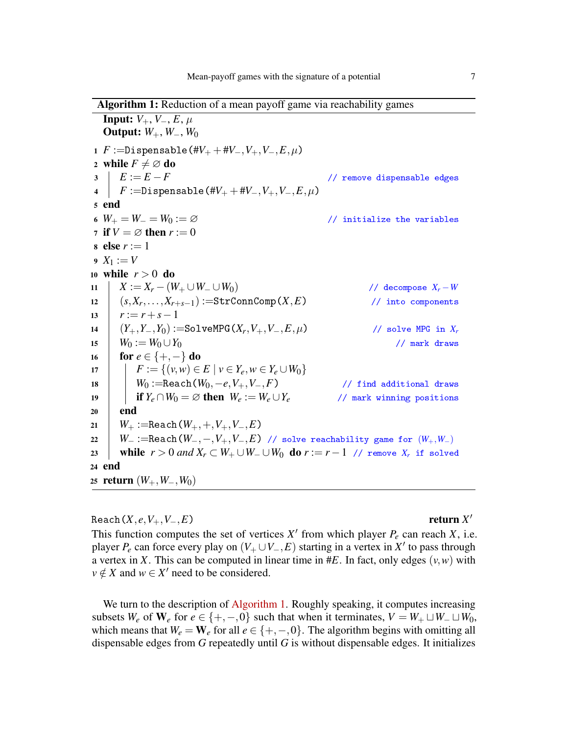**Algorithm 1:** Reduction of a mean payoff game via reachability games

**Input:** $V_+$, $V_-$, $E$, $\mu$
**Output:** $W_+$, $W_-$, $W_0$

```
1  F :=Dispensable(#V+ + #V−, V+, V−, E, μ)
2  while F ≠ ∅ do
3  |   E := E − F                                   // remove dispensable edges
4  |   F :=Dispensable(#V+ + #V−, V+, V−, E, μ)
5  end
6  W+ = W− = W0 := ∅                                // initialize the variables
7  if V = ∅ then r := 0
8  else r := 1
9  X1 := V
10 while r > 0 do
11 |   X := Xr − (W+ ∪ W− ∪ W0)                     // decompose Xr − W
12 |   (s, Xr, ..., Xr+s−1) :=StrConnComp(X, E)     // into components
13 |   r := r + s − 1
14 |   (Y+, Y−, Y0) :=SolveMPG(Xr, V+, V−, E, μ)    // solve MPG in Xr
15 |   W0 := W0 ∪ Y0                                // mark draws
16 |   for e ∈ {+, −} do
17 |   |   F := {(v, w) ∈ E | v ∈ Ye, w ∈ Ye ∪ W0}
18 |   |   W0 :=Reach(W0, −e, V+, V−, F)            // find additional draws
19 |   |   if Ye ∩ W0 = ∅ then We := We ∪ Ye        // mark winning positions
20 |   end
21 |   W+ :=Reach(W+, +, V+, V−, E)
22 |   W− :=Reach(W−, −, V+, V−, E)   // solve reachability game for (W+, W−)
23 |   while r > 0 and Xr ⊂ W+ ∪ W− ∪ W0 do r := r − 1   // remove Xr if solved
24 end
25 return (W+, W−, W0)
```

`Reach`$(X, e, V_+, V_-, E)$ **return** $X'$

This function computes the set of vertices $X'$ from which player $P_e$ can reach $X$, i.e. player $P_e$ can force every play on $(V_+ \cup V_-, E)$ starting in a vertex in $X'$ to pass through a vertex in $X$. This can be computed in linear time in $\#E$. In fact, only edges $(v, w)$ with $v \notin X$ and $w \in X'$ need to be considered.

We turn to the description of Algorithm 1. Roughly speaking, it computes increasing subsets $W_e$ of $\mathbf{W}_e$ for $e \in \{+, -, 0\}$ such that when it terminates, $V = W_+ \sqcup W_- \sqcup W_0$, which means that $W_e = \mathbf{W}_e$ for all $e \in \{+, -, 0\}$. The algorithm begins with omitting all dispensable edges from $G$ repeatedly until $G$ is without dispensable edges. It initializes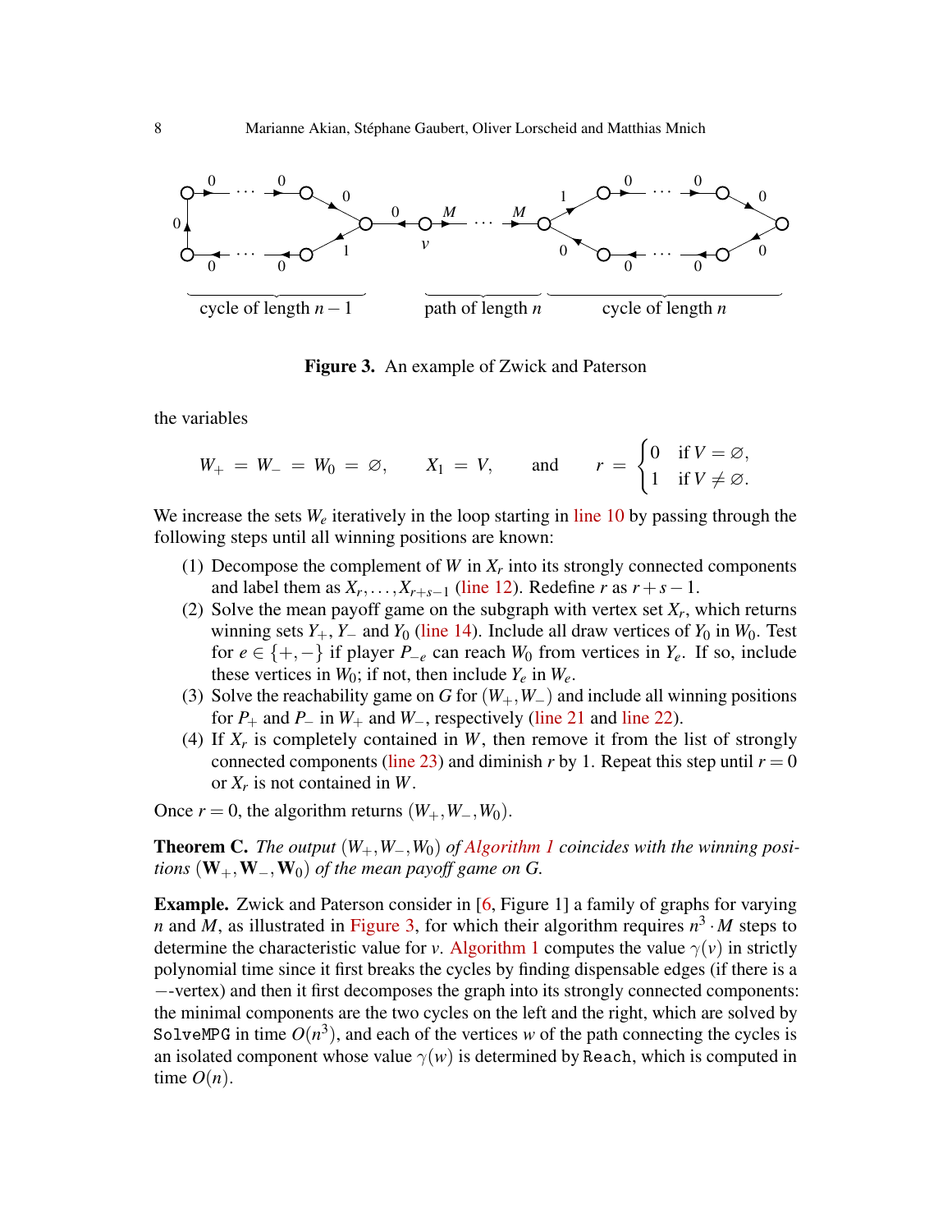**Figure 3.** An example of Zwick and Paterson

the variables

$$W_+ = W_- = W_0 = \varnothing, \qquad X_1 = V, \qquad \text{and} \qquad r = \begin{cases} 0 & \text{if } V = \varnothing, \\ 1 & \text{if } V \neq \varnothing. \end{cases}$$

We increase the sets $W_e$ iteratively in the loop starting in line 10 by passing through the following steps until all winning positions are known:

1. Decompose the complement of $W$ in $X_r$ into its strongly connected components and label them as $X_r, \ldots, X_{r+s-1}$ (line 12). Redefine $r$ as $r+s-1$.
2. Solve the mean payoff game on the subgraph with vertex set $X_r$, which returns winning sets $Y_+$, $Y_-$ and $Y_0$ (line 14). Include all draw vertices of $Y_0$ in $W_0$. Test for $e \in \{+,-\}$ if player $P_{-e}$ can reach $W_0$ from vertices in $Y_e$. If so, include these vertices in $W_0$; if not, then include $Y_e$ in $W_e$.
3. Solve the reachability game on $G$ for $(W_+, W_-)$ and include all winning positions for $P_+$ and $P_-$ in $W_+$ and $W_-$, respectively (line 21 and line 22).
4. If $X_r$ is completely contained in $W$, then remove it from the list of strongly connected components (line 23) and diminish $r$ by 1. Repeat this step until $r = 0$ or $X_r$ is not contained in $W$.

Once $r = 0$, the algorithm returns $(W_+, W_-, W_0)$.

**Theorem C.** *The output $(W_+, W_-, W_0)$ of Algorithm 1 coincides with the winning positions $(\mathbf{W}_+, \mathbf{W}_-, \mathbf{W}_0)$ of the mean payoff game on $G$.*

**Example.** Zwick and Paterson consider in [6, Figure 1] a family of graphs for varying $n$ and $M$, as illustrated in Figure 3, for which their algorithm requires $n^3 \cdot M$ steps to determine the characteristic value for $v$. Algorithm 1 computes the value $\gamma(v)$ in strictly polynomial time since it first breaks the cycles by finding dispensable edges (if there is a $-$-vertex) and then it first decomposes the graph into its strongly connected components: the minimal components are the two cycles on the left and the right, which are solved by `SolveMPG` in time $O(n^3)$, and each of the vertices $w$ of the path connecting the cycles is an isolated component whose value $\gamma(w)$ is determined by `Reach`, which is computed in time $O(n)$.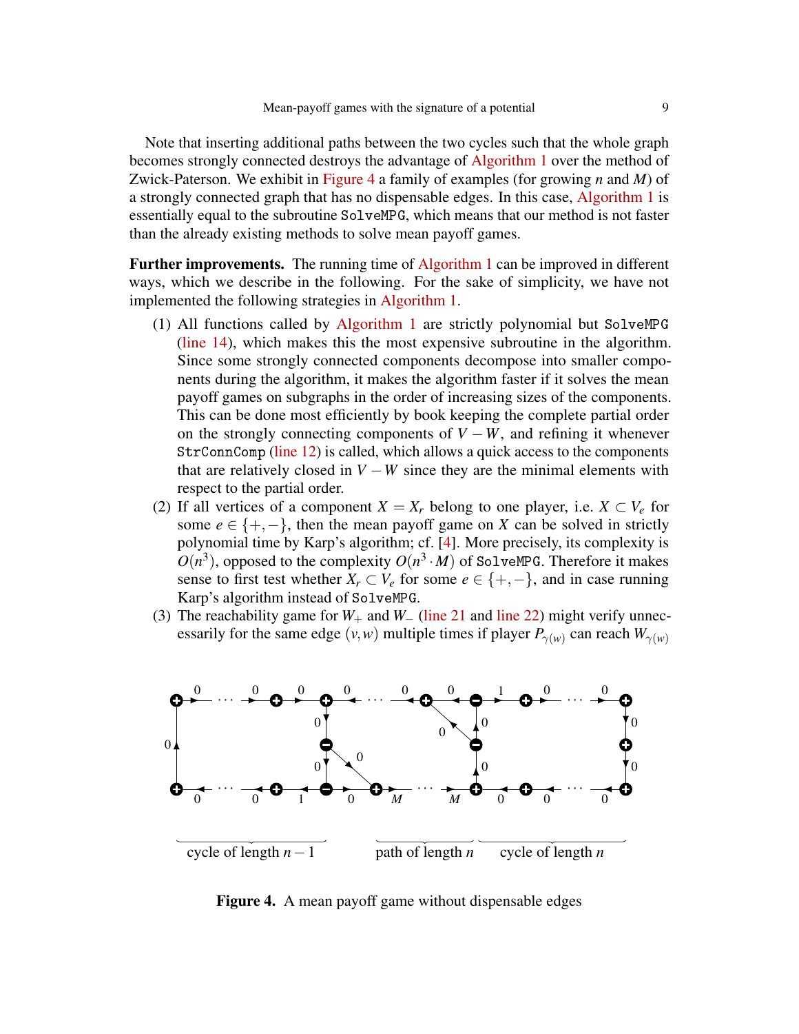Note that inserting additional paths between the two cycles such that the whole graph becomes strongly connected destroys the advantage of Algorithm 1 over the method of Zwick-Paterson. We exhibit in Figure 4 a family of examples (for growing $n$ and $M$) of a strongly connected graph that has no dispensable edges. In this case, Algorithm 1 is essentially equal to the subroutine `SolveMPG`, which means that our method is not faster than the already existing methods to solve mean payoff games.

**Further improvements.** The running time of Algorithm 1 can be improved in different ways, which we describe in the following. For the sake of simplicity, we have not implemented the following strategies in Algorithm 1.

(1) All functions called by Algorithm 1 are strictly polynomial but `SolveMPG` (line 14), which makes this the most expensive subroutine in the algorithm. Since some strongly connected components decompose into smaller components during the algorithm, it makes the algorithm faster if it solves the mean payoff games on subgraphs in the order of increasing sizes of the components. This can be done most efficiently by book keeping the complete partial order on the strongly connecting components of $V - W$, and refining it whenever `StrConnComp` (line 12) is called, which allows a quick access to the components that are relatively closed in $V - W$ since they are the minimal elements with respect to the partial order.

(2) If all vertices of a component $X = X_r$ belong to one player, i.e. $X \subset V_e$ for some $e \in \{+,-\}$, then the mean payoff game on $X$ can be solved in strictly polynomial time by Karp's algorithm; cf. [4]. More precisely, its complexity is $O(n^3)$, opposed to the complexity $O(n^3 \cdot M)$ of `SolveMPG`. Therefore it makes sense to first test whether $X_r \subset V_e$ for some $e \in \{+,-\}$, and in case running Karp's algorithm instead of `SolveMPG`.

(3) The reachability game for $W_+$ and $W_-$ (line 21 and line 22) might verify unnecessarily for the same edge $(v,w)$ multiple times if player $P_{\gamma(w)}$ can reach $W_{\gamma(w)}$

Figure 4. A mean payoff game without dispensable edges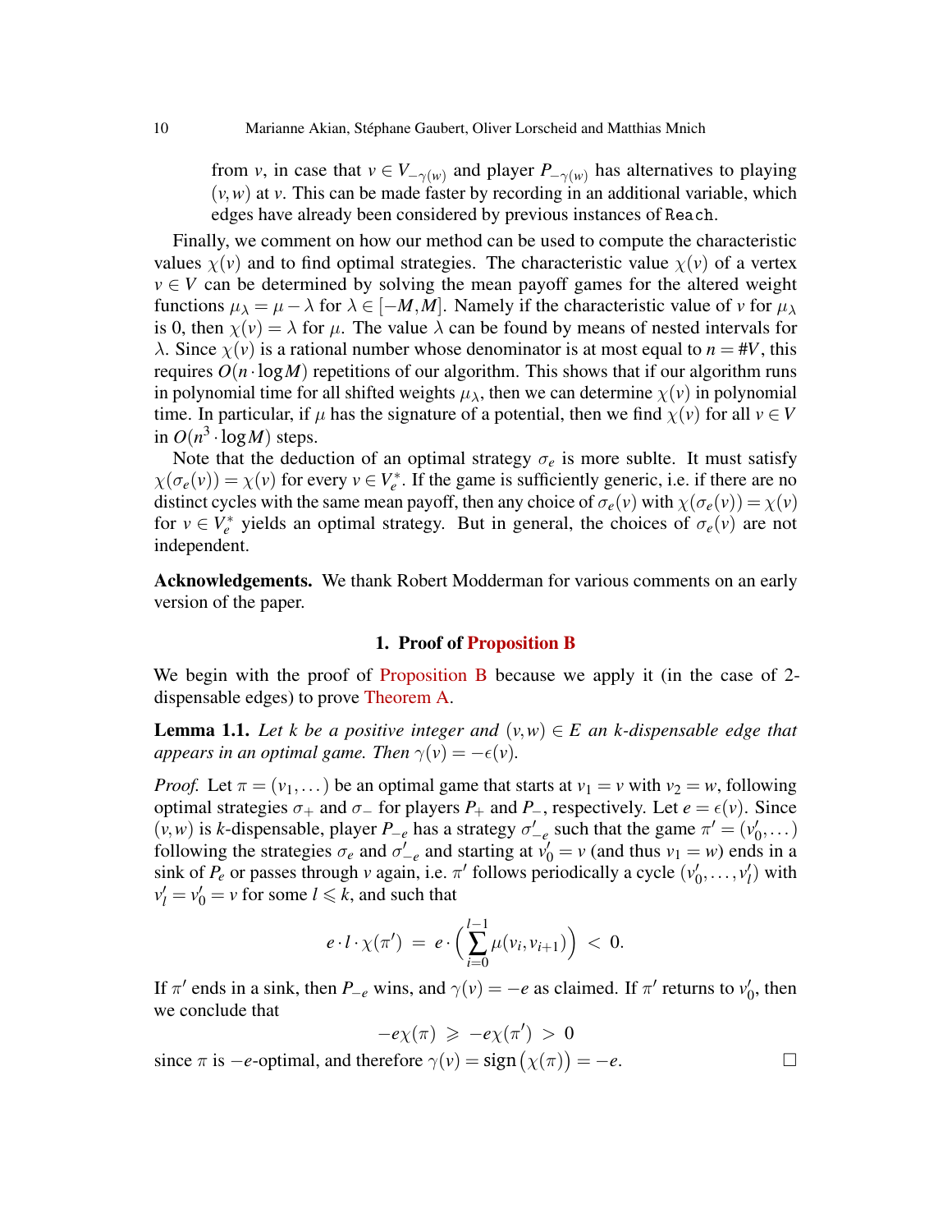from $v$, in case that $v \in V_{-\gamma(w)}$ and player $P_{-\gamma(w)}$ has alternatives to playing $(v,w)$ at $v$. This can be made faster by recording in an additional variable, which edges have already been considered by previous instances of `Reach`.

Finally, we comment on how our method can be used to compute the characteristic values $\chi(v)$ and to find optimal strategies. The characteristic value $\chi(v)$ of a vertex $v \in V$ can be determined by solving the mean payoff games for the altered weight functions $\mu_\lambda = \mu - \lambda$ for $\lambda \in [-M, M]$. Namely if the characteristic value of $v$ for $\mu_\lambda$ is 0, then $\chi(v) = \lambda$ for $\mu$. The value $\lambda$ can be found by means of nested intervals for $\lambda$. Since $\chi(v)$ is a rational number whose denominator is at most equal to $n = \#V$, this requires $O(n \cdot \log M)$ repetitions of our algorithm. This shows that if our algorithm runs in polynomial time for all shifted weights $\mu_\lambda$, then we can determine $\chi(v)$ in polynomial time. In particular, if $\mu$ has the signature of a potential, then we find $\chi(v)$ for all $v \in V$ in $O(n^3 \cdot \log M)$ steps.

Note that the deduction of an optimal strategy $\sigma_e$ is more sublte. It must satisfy $\chi(\sigma_e(v)) = \chi(v)$ for every $v \in V_e^*$. If the game is sufficiently generic, i.e. if there are no distinct cycles with the same mean payoff, then any choice of $\sigma_e(v)$ with $\chi(\sigma_e(v)) = \chi(v)$ for $v \in V_e^*$ yields an optimal strategy. But in general, the choices of $\sigma_e(v)$ are not independent.

**Acknowledgements.** We thank Robert Modderman for various comments on an early version of the paper.

## 1. Proof of Proposition B

We begin with the proof of Proposition B because we apply it (in the case of 2-dispensable edges) to prove Theorem A.

**Lemma 1.1.** *Let $k$ be a positive integer and $(v,w) \in E$ an $k$-dispensable edge that appears in an optimal game. Then $\gamma(v) = -\epsilon(v)$.*

*Proof.* Let $\pi = (v_1, \dots)$ be an optimal game that starts at $v_1 = v$ with $v_2 = w$, following optimal strategies $\sigma_+$ and $\sigma_-$ for players $P_+$ and $P_-$, respectively. Let $e = \epsilon(v)$. Since $(v,w)$ is $k$-dispensable, player $P_{-e}$ has a strategy $\sigma'_{-e}$ such that the game $\pi' = (v'_0, \dots)$ following the strategies $\sigma_e$ and $\sigma'_{-e}$ and starting at $v'_0 = v$ (and thus $v_1 = w$) ends in a sink of $P_e$ or passes through $v$ again, i.e. $\pi'$ follows periodically a cycle $(v'_0, \dots, v'_l)$ with $v'_l = v'_0 = v$ for some $l \leqslant k$, and such that

$$e \cdot l \cdot \chi(\pi') \;=\; e \cdot \Big( \sum_{i=0}^{l-1} \mu(v_i, v_{i+1}) \Big) \;<\; 0.$$

If $\pi'$ ends in a sink, then $P_{-e}$ wins, and $\gamma(v) = -e$ as claimed. If $\pi'$ returns to $v'_0$, then we conclude that

$$-e\chi(\pi) \;\geqslant\; -e\chi(\pi') \;>\; 0$$

since $\pi$ is $-e$-optimal, and therefore $\gamma(v) = \mathrm{sign}\big(\chi(\pi)\big) = -e$. $\square$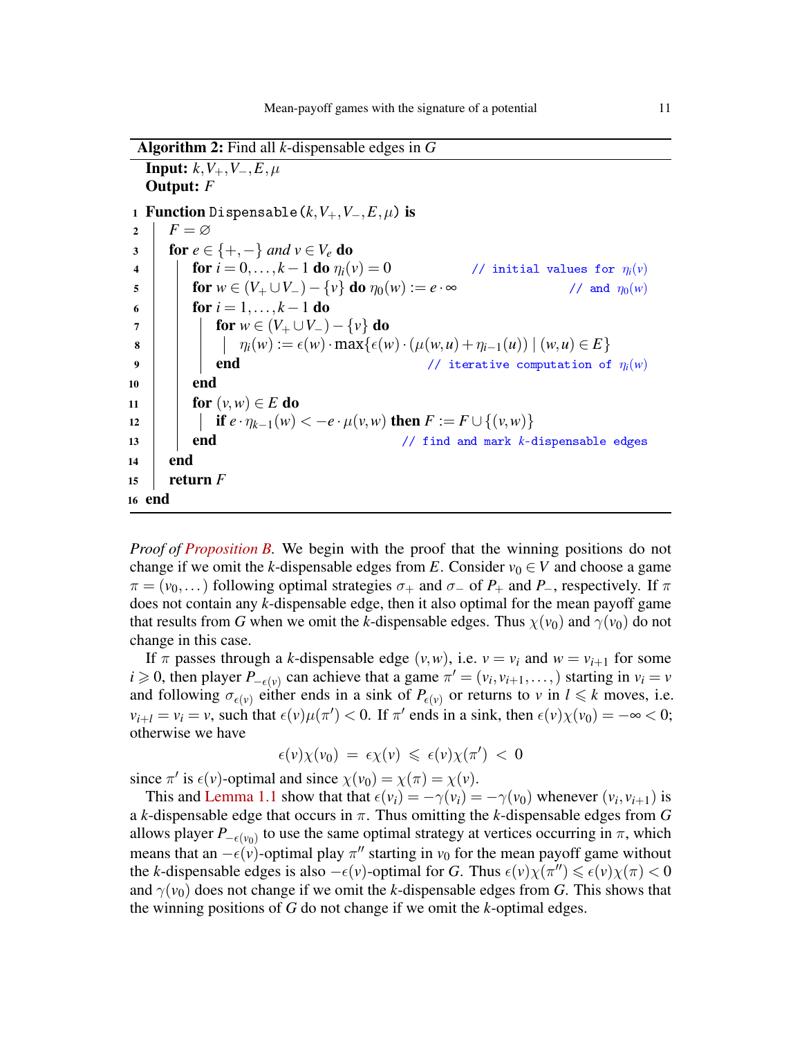**Algorithm 2:** Find all $k$-dispensable edges in $G$

```
   Input: k, V_+, V_-, E, μ
   Output: F
 1 Function Dispensable(k, V_+, V_-, E, μ) is
 2   F = ∅
 3   for e ∈ {+,−} and v ∈ V_e do
 4     for i = 0,...,k−1 do η_i(v) = 0                  // initial values for η_i(v)
 5     for w ∈ (V_+ ∪ V_-) − {v} do η_0(w) := e·∞        // and η_0(w)
 6     for i = 1,...,k−1 do
 7       for w ∈ (V_+ ∪ V_-) − {v} do
 8         η_i(w) := ε(w)·max{ε(w)·(μ(w,u) + η_{i−1}(u)) | (w,u) ∈ E}
 9       end                                              // iterative computation of η_i(w)
10     end
11     for (v,w) ∈ E do
12       if e·η_{k−1}(w) < −e·μ(v,w) then F := F ∪ {(v,w)}
13     end                                                // find and mark k-dispensable edges
14   end
15   return F
16 end
```

*Proof of Proposition B.* We begin with the proof that the winning positions do not change if we omit the $k$-dispensable edges from $E$. Consider $v_0 \in V$ and choose a game $\pi = (v_0, \dots)$ following optimal strategies $\sigma_+$ and $\sigma_-$ of $P_+$ and $P_-$, respectively. If $\pi$ does not contain any $k$-dispensable edge, then it also optimal for the mean payoff game that results from $G$ when we omit the $k$-dispensable edges. Thus $\chi(v_0)$ and $\gamma(v_0)$ do not change in this case.

If $\pi$ passes through a $k$-dispensable edge $(v,w)$, i.e. $v = v_i$ and $w = v_{i+1}$ for some $i \geqslant 0$, then player $P_{-\epsilon(v)}$ can achieve that a game $\pi' = (v_i, v_{i+1}, \dots,)$ starting in $v_i = v$ and following $\sigma_{\epsilon(v)}$ either ends in a sink of $P_{\epsilon(v)}$ or returns to $v$ in $l \leqslant k$ moves, i.e. $v_{i+l} = v_i = v$, such that $\epsilon(v)\mu(\pi') < 0$. If $\pi'$ ends in a sink, then $\epsilon(v)\chi(v_0) = -\infty < 0$; otherwise we have

$$\epsilon(v)\chi(v_0) \;=\; \epsilon\chi(v) \;\leqslant\; \epsilon(v)\chi(\pi') \;<\; 0$$

since $\pi'$ is $\epsilon(v)$-optimal and since $\chi(v_0) = \chi(\pi) = \chi(v)$.

This and Lemma 1.1 show that that $\epsilon(v_i) = -\gamma(v_i) = -\gamma(v_0)$ whenever $(v_i, v_{i+1})$ is a $k$-dispensable edge that occurs in $\pi$. Thus omitting the $k$-dispensable edges from $G$ allows player $P_{-\epsilon(v_0)}$ to use the same optimal strategy at vertices occurring in $\pi$, which means that an $-\epsilon(v)$-optimal play $\pi''$ starting in $v_0$ for the mean payoff game without the $k$-dispensable edges is also $-\epsilon(v)$-optimal for $G$. Thus $\epsilon(v)\chi(\pi'') \leqslant \epsilon(v)\chi(\pi) < 0$ and $\gamma(v_0)$ does not change if we omit the $k$-dispensable edges from $G$. This shows that the winning positions of $G$ do not change if we omit the $k$-optimal edges.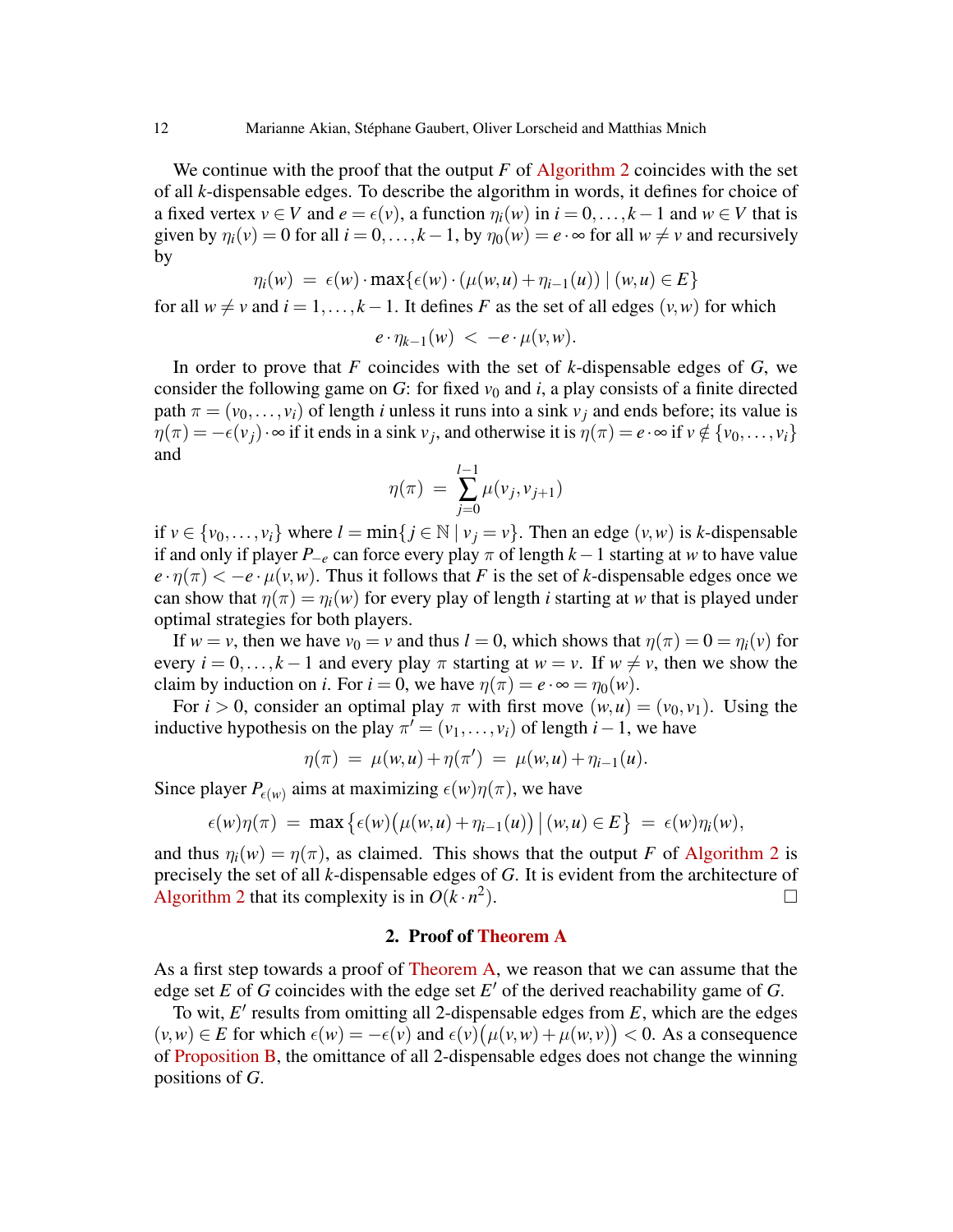We continue with the proof that the output $F$ of Algorithm 2 coincides with the set of all $k$-dispensable edges. To describe the algorithm in words, it defines for choice of a fixed vertex $v \in V$ and $e = \epsilon(v)$, a function $\eta_i(w)$ in $i = 0, \dots, k-1$ and $w \in V$ that is given by $\eta_i(v) = 0$ for all $i = 0, \dots, k-1$, by $\eta_0(w) = e \cdot \infty$ for all $w \neq v$ and recursively by

$$\eta_i(w) \;=\; \epsilon(w) \cdot \max\{\epsilon(w) \cdot (\mu(w,u) + \eta_{i-1}(u)) \mid (w,u) \in E\}$$

for all $w \neq v$ and $i = 1, \dots, k-1$. It defines $F$ as the set of all edges $(v,w)$ for which

$$e \cdot \eta_{k-1}(w) \;<\; -e \cdot \mu(v,w).$$

In order to prove that $F$ coincides with the set of $k$-dispensable edges of $G$, we consider the following game on $G$: for fixed $v_0$ and $i$, a play consists of a finite directed path $\pi = (v_0, \dots, v_i)$ of length $i$ unless it runs into a sink $v_j$ and ends before; its value is $\eta(\pi) = -\epsilon(v_j) \cdot \infty$ if it ends in a sink $v_j$, and otherwise it is $\eta(\pi) = e \cdot \infty$ if $v \notin \{v_0, \dots, v_i\}$ and

$$\eta(\pi) \;=\; \sum_{j=0}^{l-1} \mu(v_j, v_{j+1})$$

if $v \in \{v_0, \dots, v_i\}$ where $l = \min\{j \in \mathbb{N} \mid v_j = v\}$. Then an edge $(v,w)$ is $k$-dispensable if and only if player $P_{-e}$ can force every play $\pi$ of length $k-1$ starting at $w$ to have value $e \cdot \eta(\pi) < -e \cdot \mu(v,w)$. Thus it follows that $F$ is the set of $k$-dispensable edges once we can show that $\eta(\pi) = \eta_i(w)$ for every play of length $i$ starting at $w$ that is played under optimal strategies for both players.

If $w = v$, then we have $v_0 = v$ and thus $l = 0$, which shows that $\eta(\pi) = 0 = \eta_i(v)$ for every $i = 0, \dots, k-1$ and every play $\pi$ starting at $w = v$. If $w \neq v$, then we show the claim by induction on $i$. For $i = 0$, we have $\eta(\pi) = e \cdot \infty = \eta_0(w)$.

For $i > 0$, consider an optimal play $\pi$ with first move $(w,u) = (v_0, v_1)$. Using the inductive hypothesis on the play $\pi' = (v_1, \dots, v_i)$ of length $i-1$, we have

$$\eta(\pi) \;=\; \mu(w,u) + \eta(\pi') \;=\; \mu(w,u) + \eta_{i-1}(u).$$

Since player $P_{\epsilon(w)}$ aims at maximizing $\epsilon(w)\eta(\pi)$, we have

$$\epsilon(w)\eta(\pi) \;=\; \max\big\{\epsilon(w)\big(\mu(w,u) + \eta_{i-1}(u)\big) \,\big|\, (w,u) \in E\big\} \;=\; \epsilon(w)\eta_i(w),$$

and thus $\eta_i(w) = \eta(\pi)$, as claimed. This shows that the output $F$ of Algorithm 2 is precisely the set of all $k$-dispensable edges of $G$. It is evident from the architecture of Algorithm 2 that its complexity is in $O(k \cdot n^2)$. □

## 2. Proof of Theorem A

As a first step towards a proof of Theorem A, we reason that we can assume that the edge set $E$ of $G$ coincides with the edge set $E'$ of the derived reachability game of $G$.

To wit, $E'$ results from omitting all 2-dispensable edges from $E$, which are the edges $(v,w) \in E$ for which $\epsilon(w) = -\epsilon(v)$ and $\epsilon(v)\big(\mu(v,w) + \mu(w,v)\big) < 0$. As a consequence of Proposition B, the omittance of all 2-dispensable edges does not change the winning positions of $G$.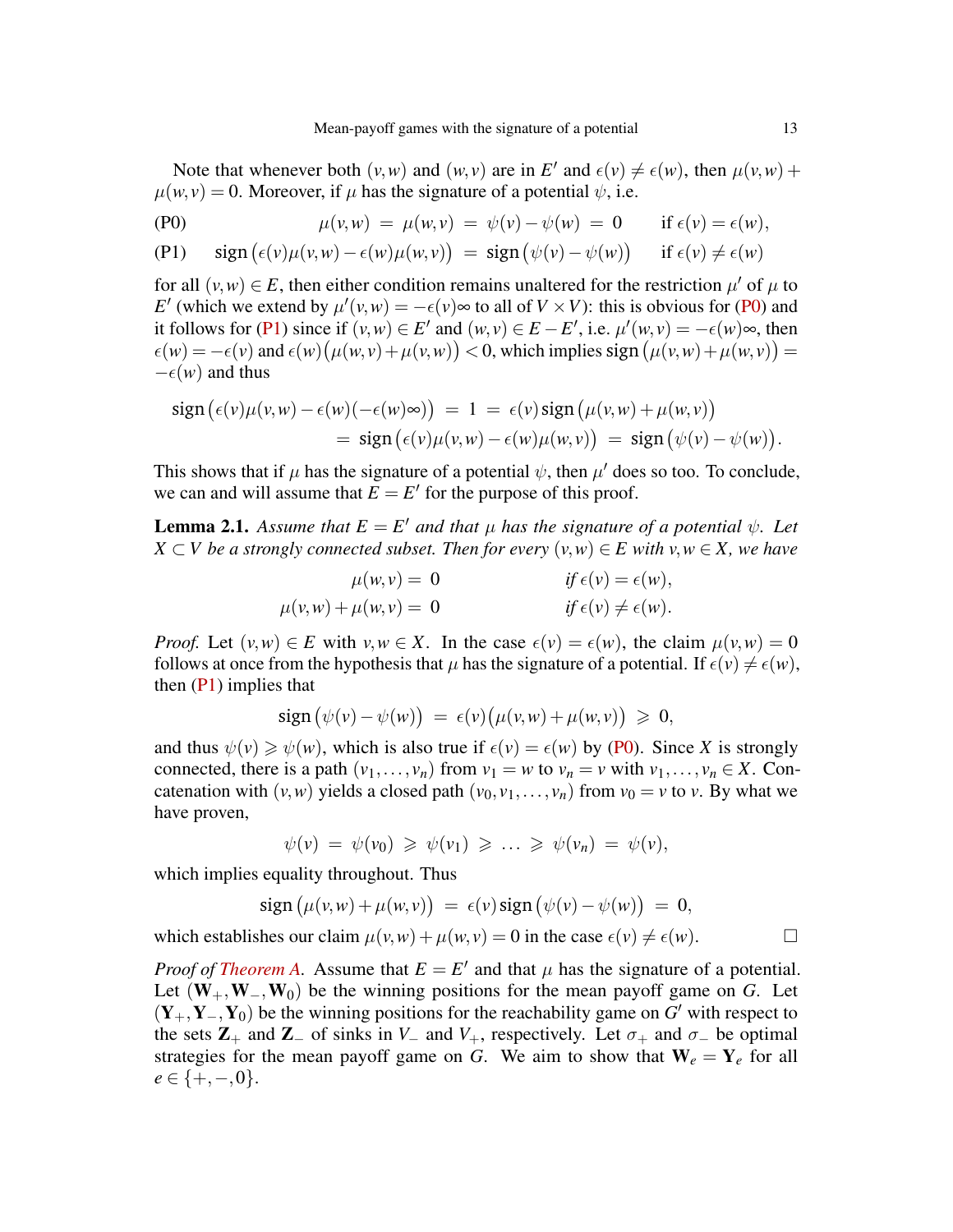Note that whenever both $(v,w)$ and $(w,v)$ are in $E'$ and $\epsilon(v) \neq \epsilon(w)$, then $\mu(v,w) + \mu(w,v) = 0$. Moreover, if $\mu$ has the signature of a potential $\psi$, i.e.

$$
\text{(P0)} \qquad \mu(v,w) \;=\; \mu(w,v) \;=\; \psi(v) - \psi(w) \;=\; 0 \qquad \text{if } \epsilon(v) = \epsilon(w),
$$

$$
\text{(P1)} \qquad \operatorname{sign}\big(\epsilon(v)\mu(v,w) - \epsilon(w)\mu(w,v)\big) \;=\; \operatorname{sign}\big(\psi(v) - \psi(w)\big) \qquad \text{if } \epsilon(v) \neq \epsilon(w)
$$

for all $(v,w) \in E$, then either condition remains unaltered for the restriction $\mu'$ of $\mu$ to $E'$ (which we extend by $\mu'(v,w) = -\epsilon(v)\infty$ to all of $V \times V$): this is obvious for (P0) and it follows for (P1) since if $(v,w) \in E'$ and $(w,v) \in E - E'$, i.e. $\mu'(w,v) = -\epsilon(w)\infty$, then $\epsilon(w) = -\epsilon(v)$ and $\epsilon(w)\big(\mu(w,v) + \mu(v,w)\big) < 0$, which implies $\operatorname{sign}\big(\mu(v,w) + \mu(w,v)\big) = -\epsilon(w)$ and thus

$$
\begin{aligned}
\operatorname{sign}\big(\epsilon(v)\mu(v,w) - \epsilon(w)(-\epsilon(w)\infty)\big) \;&=\; 1 \;=\; \epsilon(v)\operatorname{sign}\big(\mu(v,w) + \mu(w,v)\big) \\
&=\; \operatorname{sign}\big(\epsilon(v)\mu(v,w) - \epsilon(w)\mu(w,v)\big) \;=\; \operatorname{sign}\big(\psi(v) - \psi(w)\big).
\end{aligned}
$$

This shows that if $\mu$ has the signature of a potential $\psi$, then $\mu'$ does so too. To conclude, we can and will assume that $E = E'$ for the purpose of this proof.

**Lemma 2.1.** *Assume that $E = E'$ and that $\mu$ has the signature of a potential $\psi$. Let $X \subset V$ be a strongly connected subset. Then for every $(v,w) \in E$ with $v,w \in X$, we have*

$$
\begin{aligned}
\mu(w,v) \;&=\; 0 && \textit{if } \epsilon(v) = \epsilon(w), \\
\mu(v,w) + \mu(w,v) \;&=\; 0 && \textit{if } \epsilon(v) \neq \epsilon(w).
\end{aligned}
$$

*Proof.* Let $(v,w) \in E$ with $v,w \in X$. In the case $\epsilon(v) = \epsilon(w)$, the claim $\mu(v,w) = 0$ follows at once from the hypothesis that $\mu$ has the signature of a potential. If $\epsilon(v) \neq \epsilon(w)$, then (P1) implies that

$$
\operatorname{sign}\big(\psi(v) - \psi(w)\big) \;=\; \epsilon(v)\big(\mu(v,w) + \mu(w,v)\big) \;\geqslant\; 0,
$$

and thus $\psi(v) \geqslant \psi(w)$, which is also true if $\epsilon(v) = \epsilon(w)$ by (P0). Since $X$ is strongly connected, there is a path $(v_1, \ldots, v_n)$ from $v_1 = w$ to $v_n = v$ with $v_1, \ldots, v_n \in X$. Concatenation with $(v,w)$ yields a closed path $(v_0, v_1, \ldots, v_n)$ from $v_0 = v$ to $v$. By what we have proven,

$$
\psi(v) \;=\; \psi(v_0) \;\geqslant\; \psi(v_1) \;\geqslant\; \ldots \;\geqslant\; \psi(v_n) \;=\; \psi(v),
$$

which implies equality throughout. Thus

$$
\operatorname{sign}\big(\mu(v,w) + \mu(w,v)\big) \;=\; \epsilon(v)\operatorname{sign}\big(\psi(v) - \psi(w)\big) \;=\; 0,
$$

which establishes our claim $\mu(v,w) + \mu(w,v) = 0$ in the case $\epsilon(v) \neq \epsilon(w)$. $\square$

*Proof of Theorem A.* Assume that $E = E'$ and that $\mu$ has the signature of a potential. Let $(\mathbf{W}_+, \mathbf{W}_-, \mathbf{W}_0)$ be the winning positions for the mean payoff game on $G$. Let $(\mathbf{Y}_+, \mathbf{Y}_-, \mathbf{Y}_0)$ be the winning positions for the reachability game on $G'$ with respect to the sets $\mathbf{Z}_+$ and $\mathbf{Z}_-$ of sinks in $V_-$ and $V_+$, respectively. Let $\sigma_+$ and $\sigma_-$ be optimal strategies for the mean payoff game on $G$. We aim to show that $\mathbf{W}_e = \mathbf{Y}_e$ for all $e \in \{+,-,0\}$.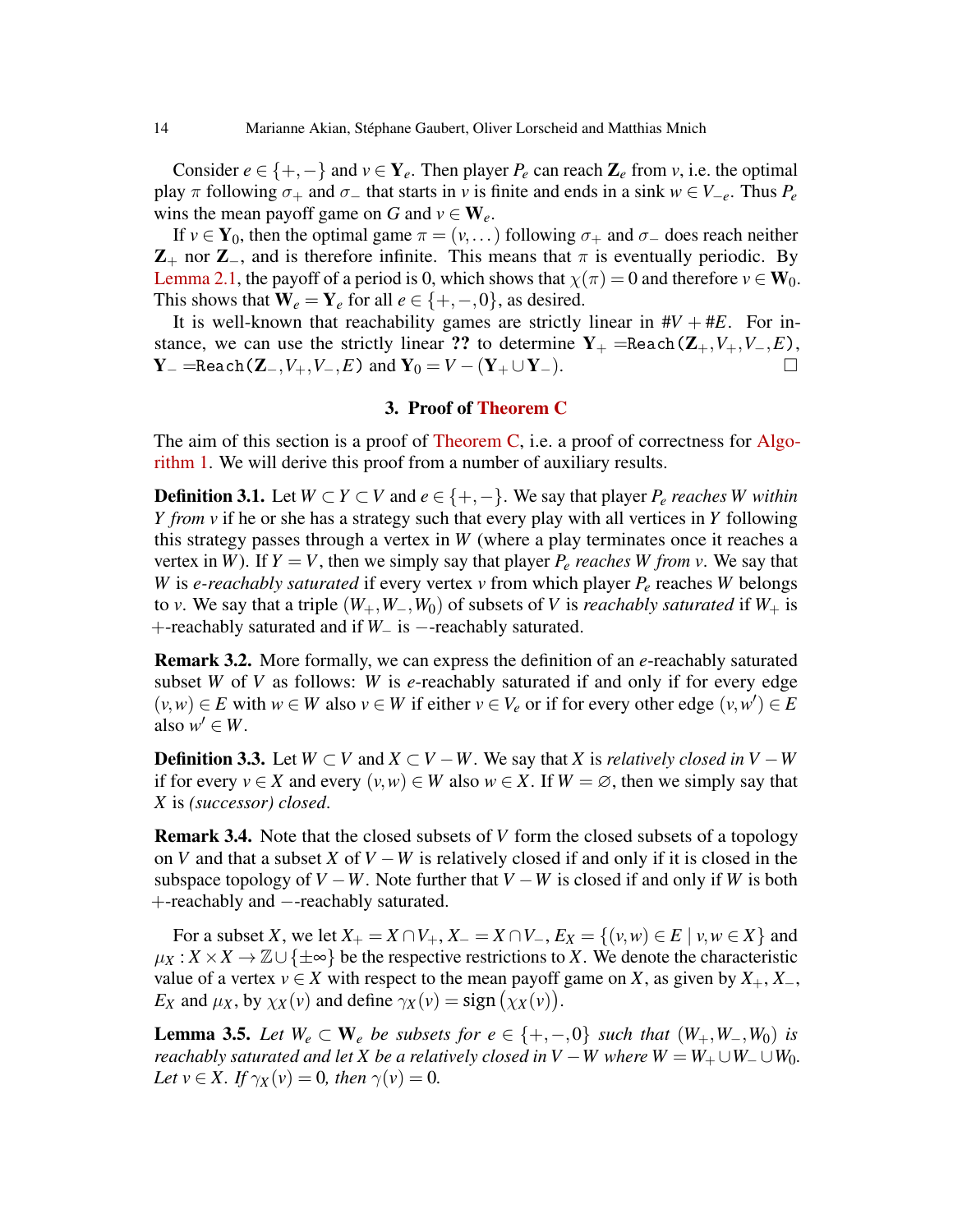Consider $e \in \{+,-\}$ and $v \in \mathbf{Y}_e$. Then player $P_e$ can reach $\mathbf{Z}_e$ from $v$, i.e. the optimal play $\pi$ following $\sigma_+$ and $\sigma_-$ that starts in $v$ is finite and ends in a sink $w \in V_{-e}$. Thus $P_e$ wins the mean payoff game on $G$ and $v \in \mathbf{W}_e$.

If $v \in \mathbf{Y}_0$, then the optimal game $\pi = (v, \dots)$ following $\sigma_+$ and $\sigma_-$ does reach neither $\mathbf{Z}_+$ nor $\mathbf{Z}_-$, and is therefore infinite. This means that $\pi$ is eventually periodic. By Lemma 2.1, the payoff of a period is 0, which shows that $\chi(\pi) = 0$ and therefore $v \in \mathbf{W}_0$. This shows that $\mathbf{W}_e = \mathbf{Y}_e$ for all $e \in \{+,-,0\}$, as desired.

It is well-known that reachability games are strictly linear in $\#V + \#E$. For instance, we can use the strictly linear **??** to determine $\mathbf{Y}_+ =$ `Reach`$(\mathbf{Z}_+, V_+, V_-, E)$, $\mathbf{Y}_- =$ `Reach`$(\mathbf{Z}_-, V_+, V_-, E)$ and $\mathbf{Y}_0 = V - (\mathbf{Y}_+ \cup \mathbf{Y}_-)$. $\square$

## 3. Proof of Theorem C

The aim of this section is a proof of Theorem C, i.e. a proof of correctness for Algorithm 1. We will derive this proof from a number of auxiliary results.

**Definition 3.1.** Let $W \subset Y \subset V$ and $e \in \{+,-\}$. We say that player $P_e$ *reaches* $W$ *within* $Y$ *from* $v$ if he or she has a strategy such that every play with all vertices in $Y$ following this strategy passes through a vertex in $W$ (where a play terminates once it reaches a vertex in $W$). If $Y = V$, then we simply say that player $P_e$ *reaches* $W$ *from* $v$. We say that $W$ is *$e$-reachably saturated* if every vertex $v$ from which player $P_e$ reaches $W$ belongs to $v$. We say that a triple $(W_+, W_-, W_0)$ of subsets of $V$ is *reachably saturated* if $W_+$ is $+$-reachably saturated and if $W_-$ is $-$-reachably saturated.

**Remark 3.2.** More formally, we can express the definition of an $e$-reachably saturated subset $W$ of $V$ as follows: $W$ is $e$-reachably saturated if and only if for every edge $(v,w) \in E$ with $w \in W$ also $v \in W$ if either $v \in V_e$ or if for every other edge $(v,w') \in E$ also $w' \in W$.

**Definition 3.3.** Let $W \subset V$ and $X \subset V - W$. We say that $X$ is *relatively closed in* $V - W$ if for every $v \in X$ and every $(v,w) \in W$ also $w \in X$. If $W = \varnothing$, then we simply say that $X$ is *(successor) closed*.

**Remark 3.4.** Note that the closed subsets of $V$ form the closed subsets of a topology on $V$ and that a subset $X$ of $V - W$ is relatively closed if and only if it is closed in the subspace topology of $V - W$. Note further that $V - W$ is closed if and only if $W$ is both $+$-reachably and $-$-reachably saturated.

For a subset $X$, we let $X_+ = X \cap V_+$, $X_- = X \cap V_-$, $E_X = \{(v,w) \in E \mid v, w \in X\}$ and $\mu_X : X \times X \to \mathbb{Z} \cup \{\pm\infty\}$ be the respective restrictions to $X$. We denote the characteristic value of a vertex $v \in X$ with respect to the mean payoff game on $X$, as given by $X_+$, $X_-$, $E_X$ and $\mu_X$, by $\chi_X(v)$ and define $\gamma_X(v) = \operatorname{sign}\big(\chi_X(v)\big)$.

**Lemma 3.5.** *Let $W_e \subset \mathbf{W}_e$ be subsets for $e \in \{+,-,0\}$ such that $(W_+, W_-, W_0)$ is reachably saturated and let $X$ be a relatively closed in $V - W$ where $W = W_+ \cup W_- \cup W_0$. Let $v \in X$. If $\gamma_X(v) = 0$, then $\gamma(v) = 0$.*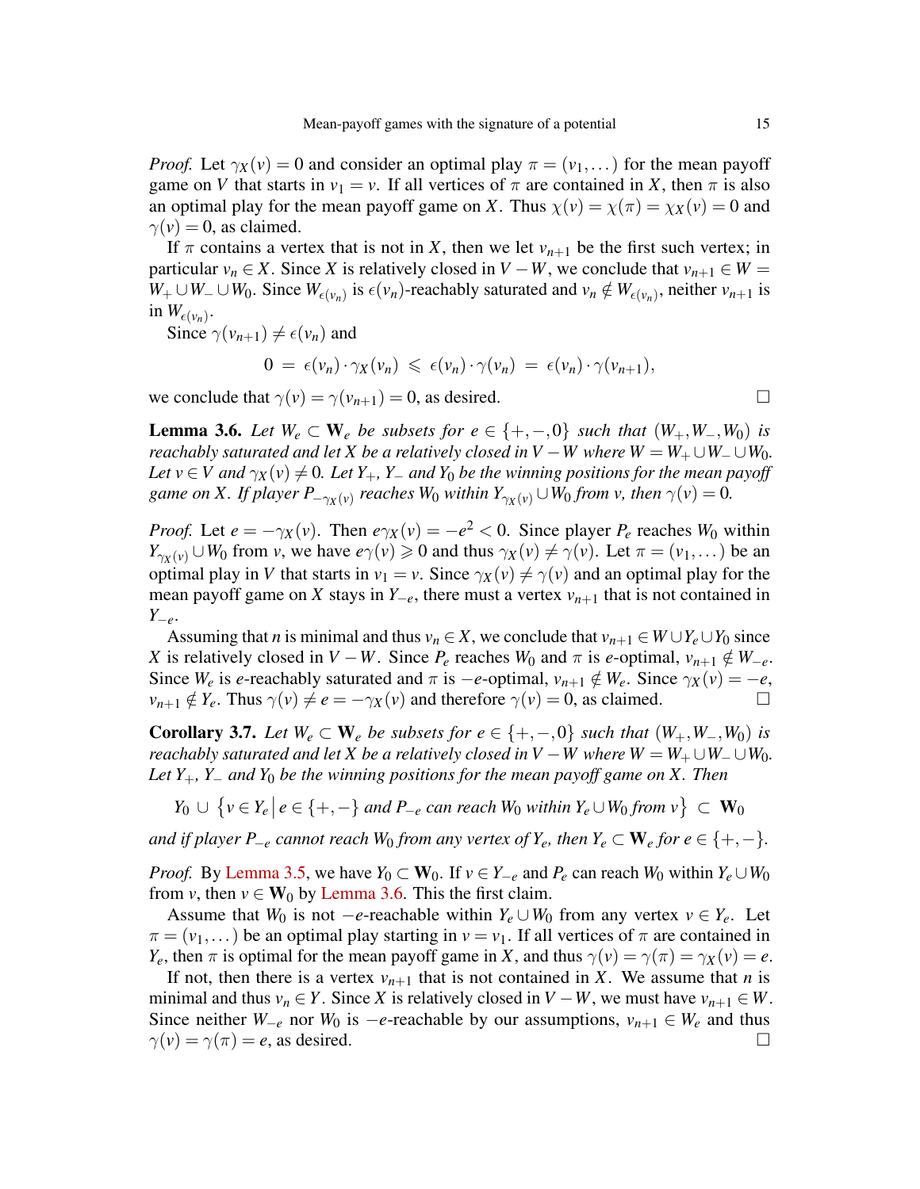*Proof.* Let $\gamma_X(v) = 0$ and consider an optimal play $\pi = (v_1, \dots)$ for the mean payoff game on $V$ that starts in $v_1 = v$. If all vertices of $\pi$ are contained in $X$, then $\pi$ is also an optimal play for the mean payoff game on $X$. Thus $\chi(v) = \chi(\pi) = \chi_X(v) = 0$ and $\gamma(v) = 0$, as claimed.

If $\pi$ contains a vertex that is not in $X$, then we let $v_{n+1}$ be the first such vertex; in particular $v_n \in X$. Since $X$ is relatively closed in $V - W$, we conclude that $v_{n+1} \in W = W_+ \cup W_- \cup W_0$. Since $W_{\epsilon(v_n)}$ is $\epsilon(v_n)$-reachably saturated and $v_n \notin W_{\epsilon(v_n)}$, neither $v_{n+1}$ is in $W_{\epsilon(v_n)}$.

Since $\gamma(v_{n+1}) \neq \epsilon(v_n)$ and

$$0 \;=\; \epsilon(v_n) \cdot \gamma_X(v_n) \;\leqslant\; \epsilon(v_n) \cdot \gamma(v_n) \;=\; \epsilon(v_n) \cdot \gamma(v_{n+1}),$$

we conclude that $\gamma(v) = \gamma(v_{n+1}) = 0$, as desired. $\square$

**Lemma 3.6.** *Let $W_e \subset \mathbf{W}_e$ be subsets for $e \in \{+,-,0\}$ such that $(W_+, W_-, W_0)$ is reachably saturated and let $X$ be a relatively closed in $V - W$ where $W = W_+ \cup W_- \cup W_0$. Let $v \in V$ and $\gamma_X(v) \neq 0$. Let $Y_+$, $Y_-$ and $Y_0$ be the winning positions for the mean payoff game on $X$. If player $P_{-\gamma_X(v)}$ reaches $W_0$ within $Y_{\gamma_X(v)} \cup W_0$ from $v$, then $\gamma(v) = 0$.*

*Proof.* Let $e = -\gamma_X(v)$. Then $e\gamma_X(v) = -e^2 < 0$. Since player $P_e$ reaches $W_0$ within $Y_{\gamma_X(v)} \cup W_0$ from $v$, we have $e\gamma(v) \geqslant 0$ and thus $\gamma_X(v) \neq \gamma(v)$. Let $\pi = (v_1, \dots)$ be an optimal play in $V$ that starts in $v_1 = v$. Since $\gamma_X(v) \neq \gamma(v)$ and an optimal play for the mean payoff game on $X$ stays in $Y_{-e}$, there must a vertex $v_{n+1}$ that is not contained in $Y_{-e}$.

Assuming that $n$ is minimal and thus $v_n \in X$, we conclude that $v_{n+1} \in W \cup Y_e \cup Y_0$ since $X$ is relatively closed in $V - W$. Since $P_e$ reaches $W_0$ and $\pi$ is $e$-optimal, $v_{n+1} \notin W_{-e}$. Since $W_e$ is $e$-reachably saturated and $\pi$ is $-e$-optimal, $v_{n+1} \notin W_e$. Since $\gamma_X(v) = -e$, $v_{n+1} \notin Y_e$. Thus $\gamma(v) \neq e = -\gamma_X(v)$ and therefore $\gamma(v) = 0$, as claimed. $\square$

**Corollary 3.7.** *Let $W_e \subset \mathbf{W}_e$ be subsets for $e \in \{+,-,0\}$ such that $(W_+, W_-, W_0)$ is reachably saturated and let $X$ be a relatively closed in $V - W$ where $W = W_+ \cup W_- \cup W_0$. Let $Y_+$, $Y_-$ and $Y_0$ be the winning positions for the mean payoff game on $X$. Then*

$$Y_0 \;\cup\; \big\{ v \in Y_e \,\big|\, e \in \{+,-\} \text{ and } P_{-e} \text{ can reach } W_0 \text{ within } Y_e \cup W_0 \text{ from } v \big\} \;\subset\; \mathbf{W}_0$$

*and if player $P_{-e}$ cannot reach $W_0$ from any vertex of $Y_e$, then $Y_e \subset \mathbf{W}_e$ for $e \in \{+,-\}$.*

*Proof.* By Lemma 3.5, we have $Y_0 \subset \mathbf{W}_0$. If $v \in Y_{-e}$ and $P_e$ can reach $W_0$ within $Y_e \cup W_0$ from $v$, then $v \in \mathbf{W}_0$ by Lemma 3.6. This the first claim.

Assume that $W_0$ is not $-e$-reachable within $Y_e \cup W_0$ from any vertex $v \in Y_e$. Let $\pi = (v_1, \dots)$ be an optimal play starting in $v = v_1$. If all vertices of $\pi$ are contained in $Y_e$, then $\pi$ is optimal for the mean payoff game in $X$, and thus $\gamma(v) = \gamma(\pi) = \gamma_X(v) = e$.

If not, then there is a vertex $v_{n+1}$ that is not contained in $X$. We assume that $n$ is minimal and thus $v_n \in Y$. Since $X$ is relatively closed in $V - W$, we must have $v_{n+1} \in W$. Since neither $W_{-e}$ nor $W_0$ is $-e$-reachable by our assumptions, $v_{n+1} \in W_e$ and thus $\gamma(v) = \gamma(\pi) = e$, as desired. $\square$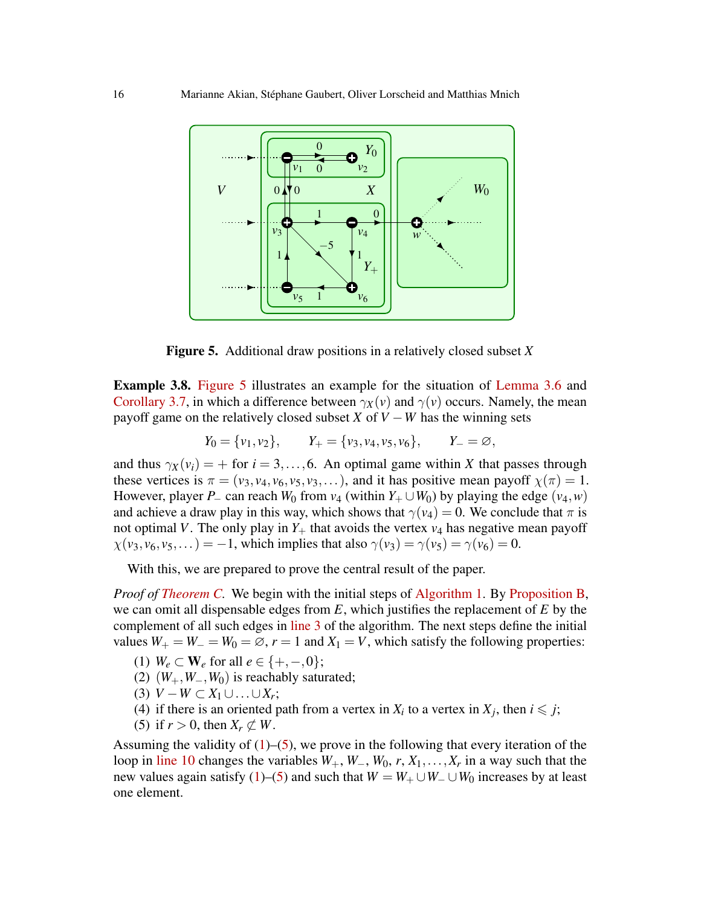**Figure 5.** Additional draw positions in a relatively closed subset $X$

**Example 3.8.** Figure 5 illustrates an example for the situation of Lemma 3.6 and Corollary 3.7, in which a difference between $\gamma_X(v)$ and $\gamma(v)$ occurs. Namely, the mean payoff game on the relatively closed subset $X$ of $V - W$ has the winning sets

$$Y_0 = \{v_1, v_2\}, \qquad Y_+ = \{v_3, v_4, v_5, v_6\}, \qquad Y_- = \varnothing,$$

and thus $\gamma_X(v_i) = +$ for $i = 3, \ldots, 6$. An optimal game within $X$ that passes through these vertices is $\pi = (v_3, v_4, v_6, v_5, v_3, \ldots)$, and it has positive mean payoff $\chi(\pi) = 1$. However, player $P_-$ can reach $W_0$ from $v_4$ (within $Y_+ \cup W_0$) by playing the edge $(v_4, w)$ and achieve a draw play in this way, which shows that $\gamma(v_4) = 0$. We conclude that $\pi$ is not optimal $V$. The only play in $Y_+$ that avoids the vertex $v_4$ has negative mean payoff $\chi(v_3, v_6, v_5, \ldots) = -1$, which implies that also $\gamma(v_3) = \gamma(v_5) = \gamma(v_6) = 0$.

With this, we are prepared to prove the central result of the paper.

*Proof of Theorem C.* We begin with the initial steps of Algorithm 1. By Proposition B, we can omit all dispensable edges from $E$, which justifies the replacement of $E$ by the complement of all such edges in line 3 of the algorithm. The next steps define the initial values $W_+ = W_- = W_0 = \varnothing$, $r = 1$ and $X_1 = V$, which satisfy the following properties:

(1) $W_e \subset \mathbf{W}_e$ for all $e \in \{+, -, 0\}$;
(2) $(W_+, W_-, W_0)$ is reachably saturated;
(3) $V - W \subset X_1 \cup \ldots \cup X_r$;
(4) if there is an oriented path from a vertex in $X_i$ to a vertex in $X_j$, then $i \leqslant j$;
(5) if $r > 0$, then $X_r \not\subset W$.

Assuming the validity of (1)–(5), we prove in the following that every iteration of the loop in line 10 changes the variables $W_+$, $W_-$, $W_0$, $r$, $X_1, \ldots, X_r$ in a way such that the new values again satisfy (1)–(5) and such that $W = W_+ \cup W_- \cup W_0$ increases by at least one element.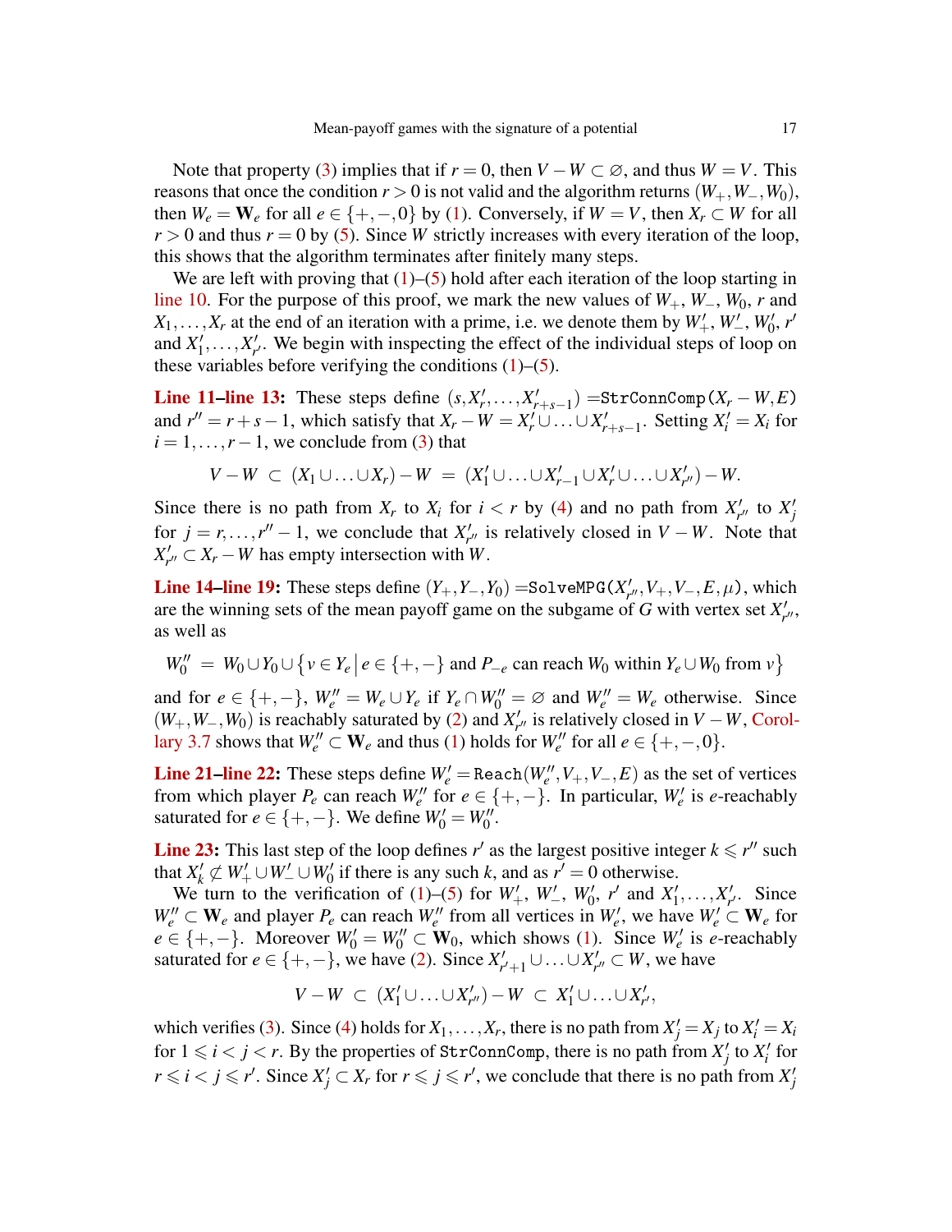Note that property (3) implies that if $r = 0$, then $V - W \subset \varnothing$, and thus $W = V$. This reasons that once the condition $r > 0$ is not valid and the algorithm returns $(W_+, W_-, W_0)$, then $W_e = \mathbf{W}_e$ for all $e \in \{+,-,0\}$ by (1). Conversely, if $W = V$, then $X_r \subset W$ for all $r > 0$ and thus $r = 0$ by (5). Since $W$ strictly increases with every iteration of the loop, this shows that the algorithm terminates after finitely many steps.

We are left with proving that (1)–(5) hold after each iteration of the loop starting in line 10. For the purpose of this proof, we mark the new values of $W_+$, $W_-$, $W_0$, $r$ and $X_1, \ldots, X_r$ at the end of an iteration with a prime, i.e. we denote them by $W'_+$, $W'_-$, $W'_0$, $r'$ and $X'_1, \ldots, X'_{r'}$. We begin with inspecting the effect of the individual steps of loop on these variables before verifying the conditions (1)–(5).

**Line 11–line 13:** These steps define $(s, X'_r, \ldots, X'_{r+s-1}) = \texttt{StrConnComp}(X_r - W, E)$ and $r'' = r + s - 1$, which satisfy that $X_r - W = X'_r \cup \ldots \cup X'_{r+s-1}$. Setting $X'_i = X_i$ for $i = 1, \ldots, r-1$, we conclude from (3) that

$$V - W \;\subset\; (X_1 \cup \ldots \cup X_r) - W \;=\; (X'_1 \cup \ldots \cup X'_{r-1} \cup X'_r \cup \ldots \cup X'_{r''}) - W.$$

Since there is no path from $X_r$ to $X_i$ for $i < r$ by (4) and no path from $X'_{r''}$ to $X'_j$ for $j = r, \ldots, r''-1$, we conclude that $X'_{r''}$ is relatively closed in $V - W$. Note that $X'_{r''} \subset X_r - W$ has empty intersection with $W$.

**Line 14–line 19:** These steps define $(Y_+, Y_-, Y_0) = \texttt{SolveMPG}(X'_{r''}, V_+, V_-, E, \mu)$, which are the winning sets of the mean payoff game on the subgame of $G$ with vertex set $X'_{r''}$, as well as

$$W''_0 \;=\; W_0 \cup Y_0 \cup \big\{ v \in Y_e \,\big|\, e \in \{+,-\} \text{ and } P_{-e} \text{ can reach } W_0 \text{ within } Y_e \cup W_0 \text{ from } v \big\}$$

and for $e \in \{+,-\}$, $W''_e = W_e \cup Y_e$ if $Y_e \cap W''_0 = \varnothing$ and $W''_e = W_e$ otherwise. Since $(W_+, W_-, W_0)$ is reachably saturated by (2) and $X'_{r''}$ is relatively closed in $V - W$, Corollary 3.7 shows that $W''_e \subset \mathbf{W}_e$ and thus (1) holds for $W''_e$ for all $e \in \{+,-,0\}$.

**Line 21–line 22:** These steps define $W'_e = \texttt{Reach}(W''_e, V_+, V_-, E)$ as the set of vertices from which player $P_e$ can reach $W''_e$ for $e \in \{+,-\}$. In particular, $W'_e$ is $e$-reachably saturated for $e \in \{+,-\}$. We define $W'_0 = W''_0$.

**Line 23:** This last step of the loop defines $r'$ as the largest positive integer $k \leqslant r''$ such that $X'_k \not\subset W'_+ \cup W'_- \cup W'_0$ if there is any such $k$, and as $r' = 0$ otherwise.

We turn to the verification of (1)–(5) for $W'_+$, $W'_-$, $W'_0$, $r'$ and $X'_1, \ldots, X'_{r'}$. Since $W''_e \subset \mathbf{W}_e$ and player $P_e$ can reach $W''_e$ from all vertices in $W'_e$, we have $W'_e \subset \mathbf{W}_e$ for $e \in \{+,-\}$. Moreover $W'_0 = W''_0 \subset \mathbf{W}_0$, which shows (1). Since $W'_e$ is $e$-reachably saturated for $e \in \{+,-\}$, we have (2). Since $X'_{r'+1} \cup \ldots \cup X'_{r''} \subset W$, we have

$$V - W \;\subset\; (X'_1 \cup \ldots \cup X'_{r''}) - W \;\subset\; X'_1 \cup \ldots \cup X'_{r'},$$

which verifies (3). Since (4) holds for $X_1, \ldots, X_r$, there is no path from $X'_j = X_j$ to $X'_i = X_i$ for $1 \leqslant i < j < r$. By the properties of $\texttt{StrConnComp}$, there is no path from $X'_j$ to $X'_i$ for $r \leqslant i < j \leqslant r'$. Since $X'_j \subset X_r$ for $r \leqslant j \leqslant r'$, we conclude that there is no path from $X'_j$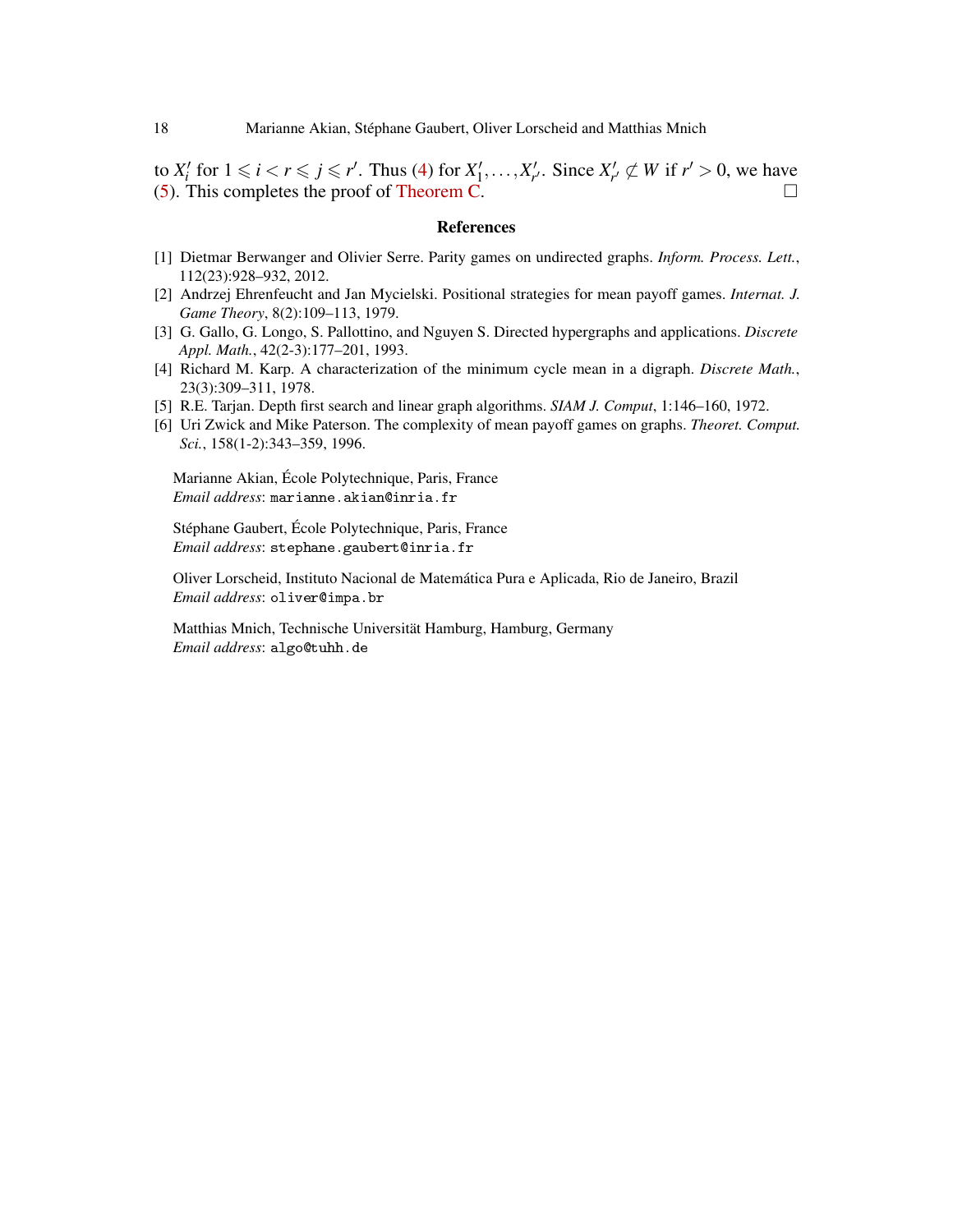to $X'_i$ for $1 \leqslant i < r \leqslant j \leqslant r'$. Thus (4) for $X'_1, \ldots, X'_{r'}$. Since $X'_{r'} \not\subset W$ if $r' > 0$, we have (5). This completes the proof of Theorem C. $\square$

## References

[1] Dietmar Berwanger and Olivier Serre. Parity games on undirected graphs. *Inform. Process. Lett.*, 112(23):928–932, 2012.

[2] Andrzej Ehrenfeucht and Jan Mycielski. Positional strategies for mean payoff games. *Internat. J. Game Theory*, 8(2):109–113, 1979.

[3] G. Gallo, G. Longo, S. Pallottino, and Nguyen S. Directed hypergraphs and applications. *Discrete Appl. Math.*, 42(2-3):177–201, 1993.

[4] Richard M. Karp. A characterization of the minimum cycle mean in a digraph. *Discrete Math.*, 23(3):309–311, 1978.

[5] R.E. Tarjan. Depth first search and linear graph algorithms. *SIAM J. Comput*, 1:146–160, 1972.

[6] Uri Zwick and Mike Paterson. The complexity of mean payoff games on graphs. *Theoret. Comput. Sci.*, 158(1-2):343–359, 1996.

Marianne Akian, École Polytechnique, Paris, France
*Email address*: `marianne.akian@inria.fr`

Stéphane Gaubert, École Polytechnique, Paris, France
*Email address*: `stephane.gaubert@inria.fr`

Oliver Lorscheid, Instituto Nacional de Matemática Pura e Aplicada, Rio de Janeiro, Brazil
*Email address*: `oliver@impa.br`

Matthias Mnich, Technische Universität Hamburg, Hamburg, Germany
*Email address*: `algo@tuhh.de`